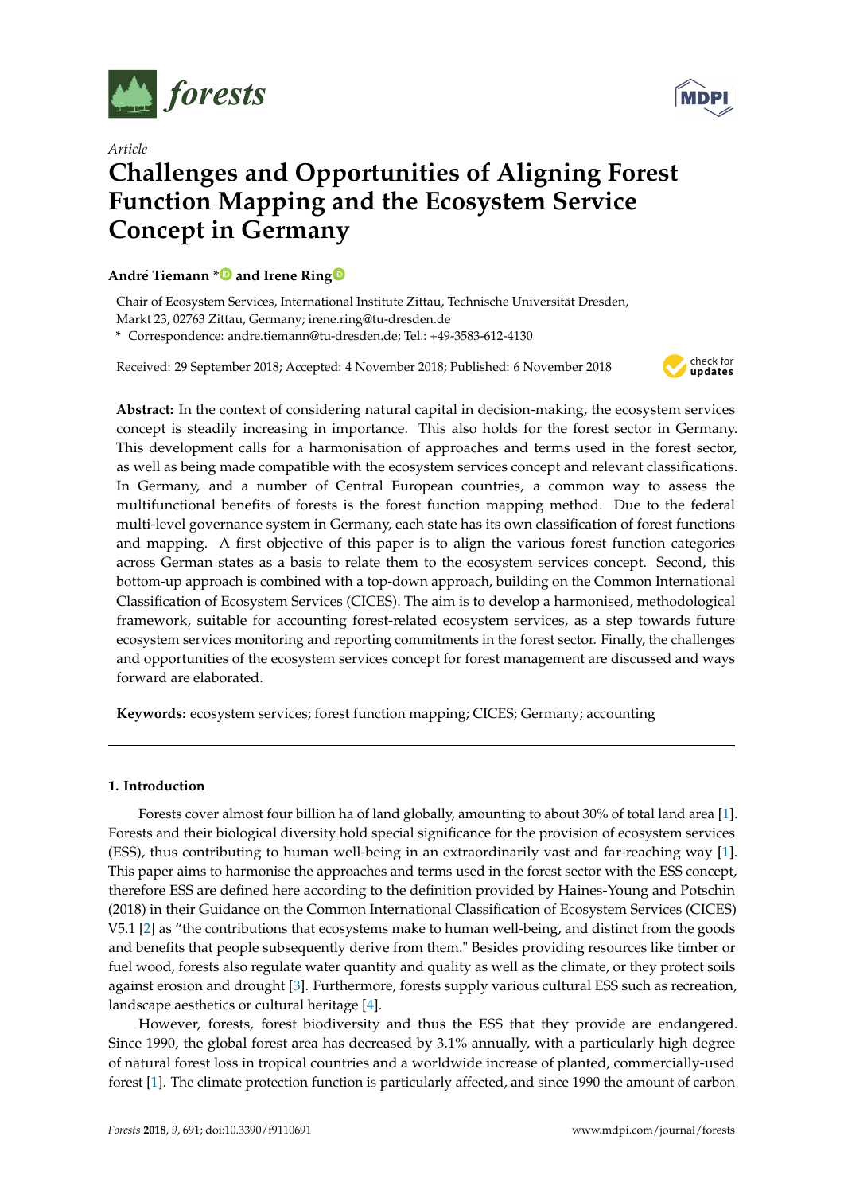*Article*

# Challenges and Opportunities of Aligning Forest Function Mapping and the Ecosystem Service Concept in Germany

**André Tiemann * and Irene Ring**

Chair of Ecosystem Services, International Institute Zittau, Technische Universität Dresden, Markt 23, 02763 Zittau, Germany; irene.ring@tu-dresden.de

\* Correspondence: andre.tiemann@tu-dresden.de; Tel.: +49-3583-612-4130

Received: 29 September 2018; Accepted: 4 November 2018; Published: 6 November 2018

**Abstract:** In the context of considering natural capital in decision-making, the ecosystem services concept is steadily increasing in importance. This also holds for the forest sector in Germany. This development calls for a harmonisation of approaches and terms used in the forest sector, as well as being made compatible with the ecosystem services concept and relevant classifications. In Germany, and a number of Central European countries, a common way to assess the multifunctional benefits of forests is the forest function mapping method. Due to the federal multi-level governance system in Germany, each state has its own classification of forest functions and mapping. A first objective of this paper is to align the various forest function categories across German states as a basis to relate them to the ecosystem services concept. Second, this bottom-up approach is combined with a top-down approach, building on the Common International Classification of Ecosystem Services (CICES). The aim is to develop a harmonised, methodological framework, suitable for accounting forest-related ecosystem services, as a step towards future ecosystem services monitoring and reporting commitments in the forest sector. Finally, the challenges and opportunities of the ecosystem services concept for forest management are discussed and ways forward are elaborated.

**Keywords:** ecosystem services; forest function mapping; CICES; Germany; accounting

## 1. Introduction

Forests cover almost four billion ha of land globally, amounting to about 30% of total land area [1]. Forests and their biological diversity hold special significance for the provision of ecosystem services (ESS), thus contributing to human well-being in an extraordinarily vast and far-reaching way [1]. This paper aims to harmonise the approaches and terms used in the forest sector with the ESS concept, therefore ESS are defined here according to the definition provided by Haines-Young and Potschin (2018) in their Guidance on the Common International Classification of Ecosystem Services (CICES) V5.1 [2] as "the contributions that ecosystems make to human well-being, and distinct from the goods and benefits that people subsequently derive from them." Besides providing resources like timber or fuel wood, forests also regulate water quantity and quality as well as the climate, or they protect soils against erosion and drought [3]. Furthermore, forests supply various cultural ESS such as recreation, landscape aesthetics or cultural heritage [4].

However, forests, forest biodiversity and thus the ESS that they provide are endangered. Since 1990, the global forest area has decreased by 3.1% annually, with a particularly high degree of natural forest loss in tropical countries and a worldwide increase of planted, commercially-used forest [1]. The climate protection function is particularly affected, and since 1990 the amount of carbon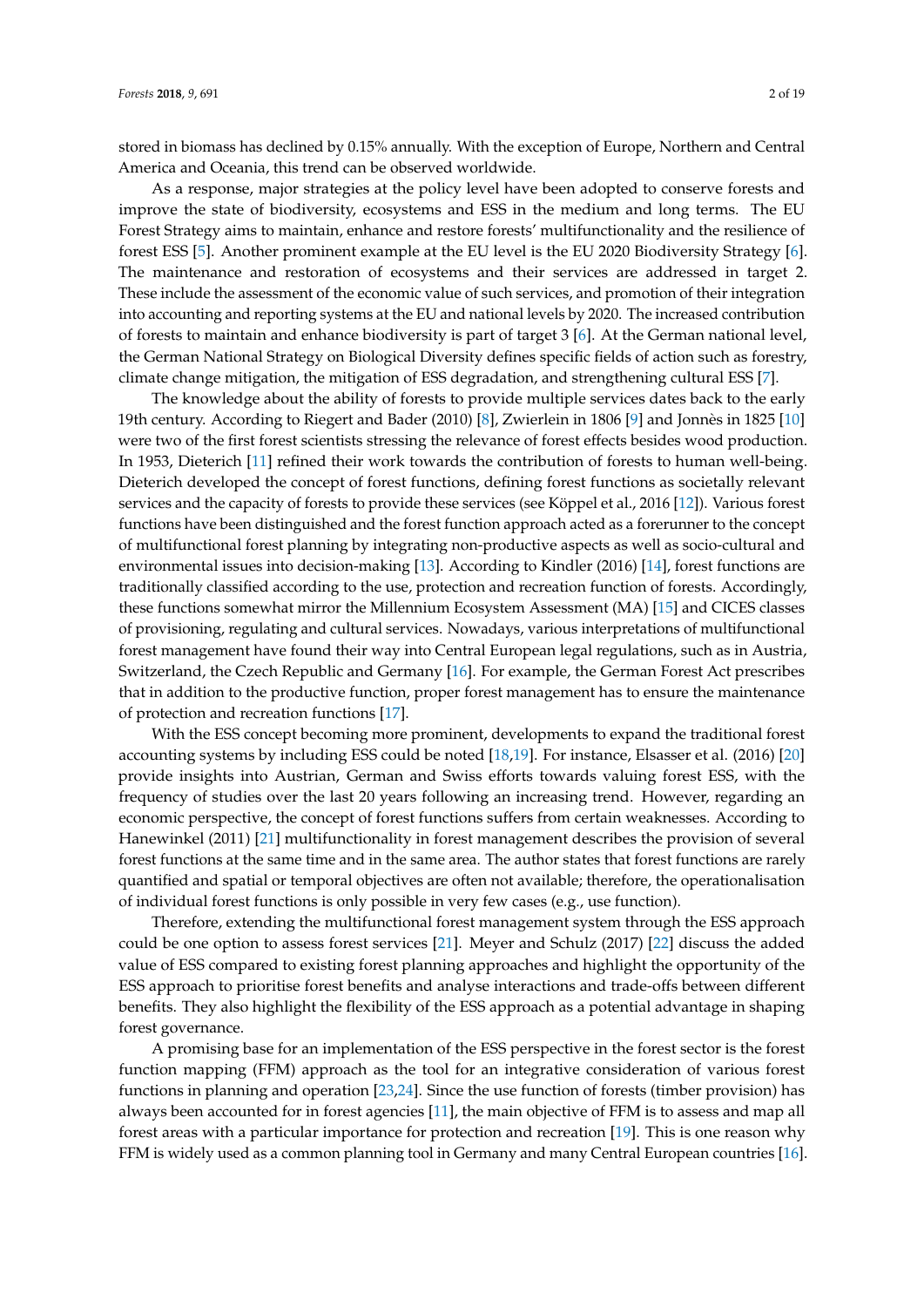stored in biomass has declined by 0.15% annually. With the exception of Europe, Northern and Central America and Oceania, this trend can be observed worldwide.

As a response, major strategies at the policy level have been adopted to conserve forests and improve the state of biodiversity, ecosystems and ESS in the medium and long terms. The EU Forest Strategy aims to maintain, enhance and restore forests' multifunctionality and the resilience of forest ESS [5]. Another prominent example at the EU level is the EU 2020 Biodiversity Strategy [6]. The maintenance and restoration of ecosystems and their services are addressed in target 2. These include the assessment of the economic value of such services, and promotion of their integration into accounting and reporting systems at the EU and national levels by 2020. The increased contribution of forests to maintain and enhance biodiversity is part of target 3 [6]. At the German national level, the German National Strategy on Biological Diversity defines specific fields of action such as forestry, climate change mitigation, the mitigation of ESS degradation, and strengthening cultural ESS [7].

The knowledge about the ability of forests to provide multiple services dates back to the early 19th century. According to Riegert and Bader (2010) [8], Zwierlein in 1806 [9] and Jonnès in 1825 [10] were two of the first forest scientists stressing the relevance of forest effects besides wood production. In 1953, Dieterich [11] refined their work towards the contribution of forests to human well-being. Dieterich developed the concept of forest functions, defining forest functions as societally relevant services and the capacity of forests to provide these services (see Köppel et al., 2016 [12]). Various forest functions have been distinguished and the forest function approach acted as a forerunner to the concept of multifunctional forest planning by integrating non-productive aspects as well as socio-cultural and environmental issues into decision-making [13]. According to Kindler (2016) [14], forest functions are traditionally classified according to the use, protection and recreation function of forests. Accordingly, these functions somewhat mirror the Millennium Ecosystem Assessment (MA) [15] and CICES classes of provisioning, regulating and cultural services. Nowadays, various interpretations of multifunctional forest management have found their way into Central European legal regulations, such as in Austria, Switzerland, the Czech Republic and Germany [16]. For example, the German Forest Act prescribes that in addition to the productive function, proper forest management has to ensure the maintenance of protection and recreation functions [17].

With the ESS concept becoming more prominent, developments to expand the traditional forest accounting systems by including ESS could be noted [18,19]. For instance, Elsasser et al. (2016) [20] provide insights into Austrian, German and Swiss efforts towards valuing forest ESS, with the frequency of studies over the last 20 years following an increasing trend. However, regarding an economic perspective, the concept of forest functions suffers from certain weaknesses. According to Hanewinkel (2011) [21] multifunctionality in forest management describes the provision of several forest functions at the same time and in the same area. The author states that forest functions are rarely quantified and spatial or temporal objectives are often not available; therefore, the operationalisation of individual forest functions is only possible in very few cases (e.g., use function).

Therefore, extending the multifunctional forest management system through the ESS approach could be one option to assess forest services [21]. Meyer and Schulz (2017) [22] discuss the added value of ESS compared to existing forest planning approaches and highlight the opportunity of the ESS approach to prioritise forest benefits and analyse interactions and trade-offs between different benefits. They also highlight the flexibility of the ESS approach as a potential advantage in shaping forest governance.

A promising base for an implementation of the ESS perspective in the forest sector is the forest function mapping (FFM) approach as the tool for an integrative consideration of various forest functions in planning and operation [23,24]. Since the use function of forests (timber provision) has always been accounted for in forest agencies [11], the main objective of FFM is to assess and map all forest areas with a particular importance for protection and recreation [19]. This is one reason why FFM is widely used as a common planning tool in Germany and many Central European countries [16].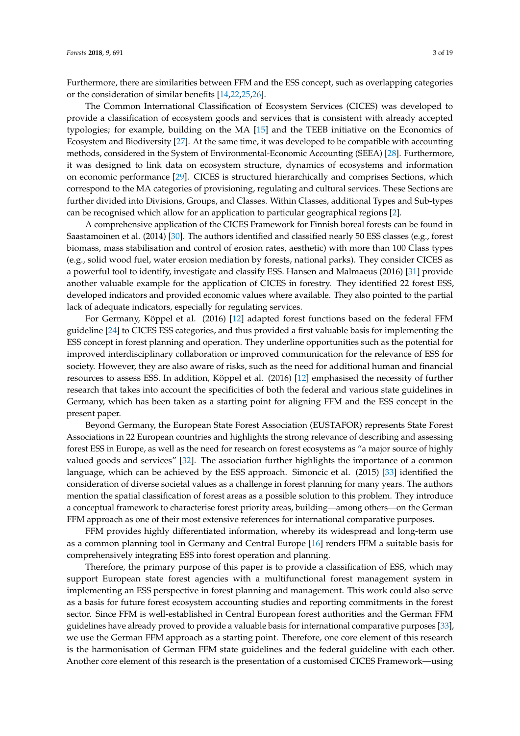Furthermore, there are similarities between FFM and the ESS concept, such as overlapping categories or the consideration of similar benefits [14,22,25,26].

The Common International Classification of Ecosystem Services (CICES) was developed to provide a classification of ecosystem goods and services that is consistent with already accepted typologies; for example, building on the MA [15] and the TEEB initiative on the Economics of Ecosystem and Biodiversity [27]. At the same time, it was developed to be compatible with accounting methods, considered in the System of Environmental-Economic Accounting (SEEA) [28]. Furthermore, it was designed to link data on ecosystem structure, dynamics of ecosystems and information on economic performance [29]. CICES is structured hierarchically and comprises Sections, which correspond to the MA categories of provisioning, regulating and cultural services. These Sections are further divided into Divisions, Groups, and Classes. Within Classes, additional Types and Sub-types can be recognised which allow for an application to particular geographical regions [2].

A comprehensive application of the CICES Framework for Finnish boreal forests can be found in Saastamoinen et al. (2014) [30]. The authors identified and classified nearly 50 ESS classes (e.g., forest biomass, mass stabilisation and control of erosion rates, aesthetic) with more than 100 Class types (e.g., solid wood fuel, water erosion mediation by forests, national parks). They consider CICES as a powerful tool to identify, investigate and classify ESS. Hansen and Malmaeus (2016) [31] provide another valuable example for the application of CICES in forestry. They identified 22 forest ESS, developed indicators and provided economic values where available. They also pointed to the partial lack of adequate indicators, especially for regulating services.

For Germany, Köppel et al. (2016) [12] adapted forest functions based on the federal FFM guideline [24] to CICES ESS categories, and thus provided a first valuable basis for implementing the ESS concept in forest planning and operation. They underline opportunities such as the potential for improved interdisciplinary collaboration or improved communication for the relevance of ESS for society. However, they are also aware of risks, such as the need for additional human and financial resources to assess ESS. In addition, Köppel et al. (2016) [12] emphasised the necessity of further research that takes into account the specificities of both the federal and various state guidelines in Germany, which has been taken as a starting point for aligning FFM and the ESS concept in the present paper.

Beyond Germany, the European State Forest Association (EUSTAFOR) represents State Forest Associations in 22 European countries and highlights the strong relevance of describing and assessing forest ESS in Europe, as well as the need for research on forest ecosystems as "a major source of highly valued goods and services" [32]. The association further highlights the importance of a common language, which can be achieved by the ESS approach. Simoncic et al. (2015) [33] identified the consideration of diverse societal values as a challenge in forest planning for many years. The authors mention the spatial classification of forest areas as a possible solution to this problem. They introduce a conceptual framework to characterise forest priority areas, building—among others—on the German FFM approach as one of their most extensive references for international comparative purposes.

FFM provides highly differentiated information, whereby its widespread and long-term use as a common planning tool in Germany and Central Europe [16] renders FFM a suitable basis for comprehensively integrating ESS into forest operation and planning.

Therefore, the primary purpose of this paper is to provide a classification of ESS, which may support European state forest agencies with a multifunctional forest management system in implementing an ESS perspective in forest planning and management. This work could also serve as a basis for future forest ecosystem accounting studies and reporting commitments in the forest sector. Since FFM is well-established in Central European forest authorities and the German FFM guidelines have already proved to provide a valuable basis for international comparative purposes [33], we use the German FFM approach as a starting point. Therefore, one core element of this research is the harmonisation of German FFM state guidelines and the federal guideline with each other. Another core element of this research is the presentation of a customised CICES Framework—using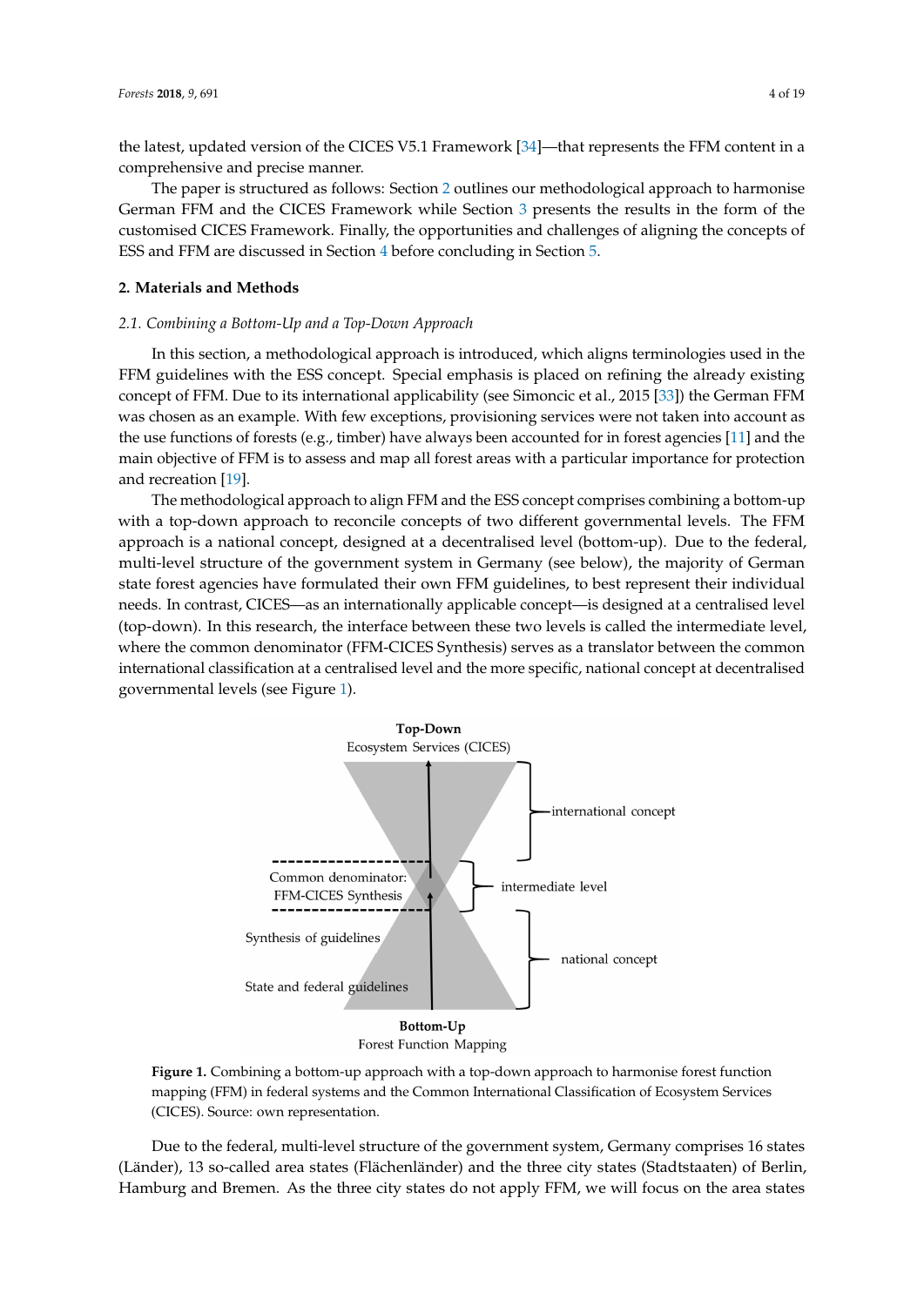the latest, updated version of the CICES V5.1 Framework [34]—that represents the FFM content in a comprehensive and precise manner.

The paper is structured as follows: Section 2 outlines our methodological approach to harmonise German FFM and the CICES Framework while Section 3 presents the results in the form of the customised CICES Framework. Finally, the opportunities and challenges of aligning the concepts of ESS and FFM are discussed in Section 4 before concluding in Section 5.

## 2. Materials and Methods

### *2.1. Combining a Bottom-Up and a Top-Down Approach*

In this section, a methodological approach is introduced, which aligns terminologies used in the FFM guidelines with the ESS concept. Special emphasis is placed on refining the already existing concept of FFM. Due to its international applicability (see Simoncic et al., 2015 [33]) the German FFM was chosen as an example. With few exceptions, provisioning services were not taken into account as the use functions of forests (e.g., timber) have always been accounted for in forest agencies [11] and the main objective of FFM is to assess and map all forest areas with a particular importance for protection and recreation [19].

The methodological approach to align FFM and the ESS concept comprises combining a bottom-up with a top-down approach to reconcile concepts of two different governmental levels. The FFM approach is a national concept, designed at a decentralised level (bottom-up). Due to the federal, multi-level structure of the government system in Germany (see below), the majority of German state forest agencies have formulated their own FFM guidelines, to best represent their individual needs. In contrast, CICES—as an internationally applicable concept—is designed at a centralised level (top-down). In this research, the interface between these two levels is called the intermediate level, where the common denominator (FFM-CICES Synthesis) serves as a translator between the common international classification at a centralised level and the more specific, national concept at decentralised governmental levels (see Figure 1).

**Figure 1.** Combining a bottom-up approach with a top-down approach to harmonise forest function mapping (FFM) in federal systems and the Common International Classification of Ecosystem Services (CICES). Source: own representation.

Due to the federal, multi-level structure of the government system, Germany comprises 16 states (Länder), 13 so-called area states (Flächenländer) and the three city states (Stadtstaaten) of Berlin, Hamburg and Bremen. As the three city states do not apply FFM, we will focus on the area states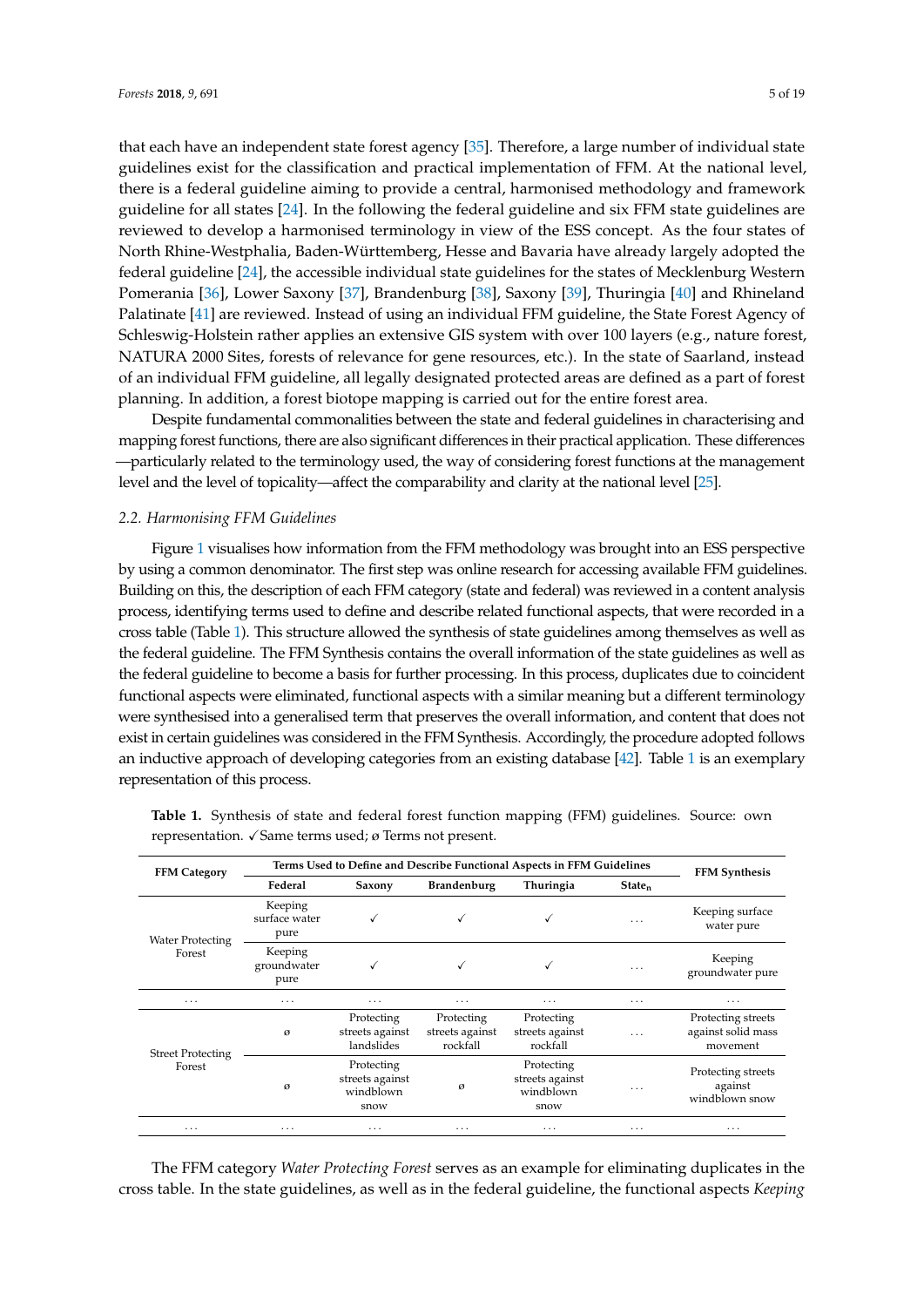that each have an independent state forest agency [35]. Therefore, a large number of individual state guidelines exist for the classification and practical implementation of FFM. At the national level, there is a federal guideline aiming to provide a central, harmonised methodology and framework guideline for all states [24]. In the following the federal guideline and six FFM state guidelines are reviewed to develop a harmonised terminology in view of the ESS concept. As the four states of North Rhine-Westphalia, Baden-Württemberg, Hesse and Bavaria have already largely adopted the federal guideline [24], the accessible individual state guidelines for the states of Mecklenburg Western Pomerania [36], Lower Saxony [37], Brandenburg [38], Saxony [39], Thuringia [40] and Rhineland Palatinate [41] are reviewed. Instead of using an individual FFM guideline, the State Forest Agency of Schleswig-Holstein rather applies an extensive GIS system with over 100 layers (e.g., nature forest, NATURA 2000 Sites, forests of relevance for gene resources, etc.). In the state of Saarland, instead of an individual FFM guideline, all legally designated protected areas are defined as a part of forest planning. In addition, a forest biotope mapping is carried out for the entire forest area.

Despite fundamental commonalities between the state and federal guidelines in characterising and mapping forest functions, there are also significant differences in their practical application. These differences—particularly related to the terminology used, the way of considering forest functions at the management level and the level of topicality—affect the comparability and clarity at the national level [25].

### 2.2. Harmonising FFM Guidelines

Figure 1 visualises how information from the FFM methodology was brought into an ESS perspective by using a common denominator. The first step was online research for accessing available FFM guidelines. Building on this, the description of each FFM category (state and federal) was reviewed in a content analysis process, identifying terms used to define and describe related functional aspects, that were recorded in a cross table (Table 1). This structure allowed the synthesis of state guidelines among themselves as well as the federal guideline. The FFM Synthesis contains the overall information of the state guidelines as well as the federal guideline to become a basis for further processing. In this process, duplicates due to coincident functional aspects were eliminated, functional aspects with a similar meaning but a different terminology were synthesised into a generalised term that preserves the overall information, and content that does not exist in certain guidelines was considered in the FFM Synthesis. Accordingly, the procedure adopted follows an inductive approach of developing categories from an existing database [42]. Table 1 is an exemplary representation of this process.

**Table 1.** Synthesis of state and federal forest function mapping (FFM) guidelines. Source: own representation. ✓Same terms used; ø Terms not present.

| FFM Category | Terms Used to Define and Describe Functional Aspects in FFM Guidelines | | | | | FFM Synthesis |
|---|---|---|---|---|---|---|
| | Federal | Saxony | Brandenburg | Thuringia | $State_n$ | |
| Water Protecting Forest | Keeping surface water pure | ✓ | ✓ | ✓ | ... | Keeping surface water pure |
| | Keeping groundwater pure | ✓ | ✓ | ✓ | ... | Keeping groundwater pure |
| ... | ... | ... | ... | ... | ... | ... |
| Street Protecting Forest | ø | Protecting streets against landslides | Protecting streets against rockfall | Protecting streets against rockfall | ... | Protecting streets against solid mass movement |
| | ø | Protecting streets against windblown snow | ø | Protecting streets against windblown snow | ... | Protecting streets against windblown snow |
| ... | ... | ... | ... | ... | ... | ... |

The FFM category *Water Protecting Forest* serves as an example for eliminating duplicates in the cross table. In the state guidelines, as well as in the federal guideline, the functional aspects *Keeping*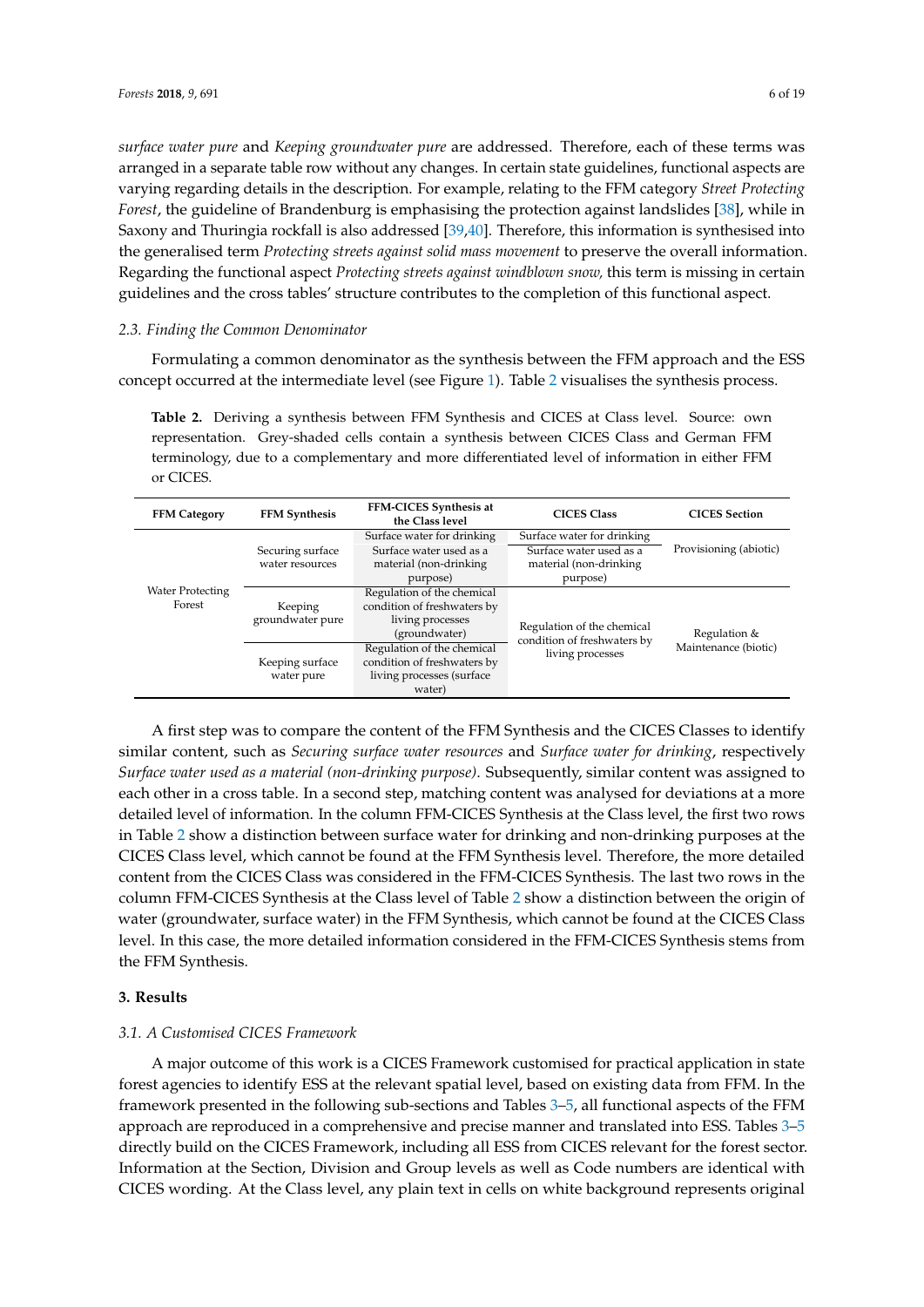*surface water pure* and *Keeping groundwater pure* are addressed. Therefore, each of these terms was arranged in a separate table row without any changes. In certain state guidelines, functional aspects are varying regarding details in the description. For example, relating to the FFM category *Street Protecting Forest*, the guideline of Brandenburg is emphasising the protection against landslides [38], while in Saxony and Thuringia rockfall is also addressed [39,40]. Therefore, this information is synthesised into the generalised term *Protecting streets against solid mass movement* to preserve the overall information. Regarding the functional aspect *Protecting streets against windblown snow,* this term is missing in certain guidelines and the cross tables' structure contributes to the completion of this functional aspect.

### 2.3. Finding the Common Denominator

Formulating a common denominator as the synthesis between the FFM approach and the ESS concept occurred at the intermediate level (see Figure 1). Table 2 visualises the synthesis process.

**Table 2.** Deriving a synthesis between FFM Synthesis and CICES at Class level. Source: own representation. Grey-shaded cells contain a synthesis between CICES Class and German FFM terminology, due to a complementary and more differentiated level of information in either FFM or CICES.

| FFM Category | FFM Synthesis | FFM-CICES Synthesis at the Class level | CICES Class | CICES Section |
|---|---|---|---|---|
| Water Protecting Forest | Securing surface water resources | Surface water for drinking | Surface water for drinking | Provisioning (abiotic) |
| | | Surface water used as a material (non-drinking purpose) | Surface water used as a material (non-drinking purpose) | |
| | Keeping groundwater pure | Regulation of the chemical condition of freshwaters by living processes (groundwater) | Regulation of the chemical condition of freshwaters by living processes | Regulation & Maintenance (biotic) |
| | Keeping surface water pure | Regulation of the chemical condition of freshwaters by living processes (surface water) | | |

A first step was to compare the content of the FFM Synthesis and the CICES Classes to identify similar content, such as *Securing surface water resources* and *Surface water for drinking*, respectively *Surface water used as a material (non-drinking purpose)*. Subsequently, similar content was assigned to each other in a cross table. In a second step, matching content was analysed for deviations at a more detailed level of information. In the column FFM-CICES Synthesis at the Class level, the first two rows in Table 2 show a distinction between surface water for drinking and non-drinking purposes at the CICES Class level, which cannot be found at the FFM Synthesis level. Therefore, the more detailed content from the CICES Class was considered in the FFM-CICES Synthesis. The last two rows in the column FFM-CICES Synthesis at the Class level of Table 2 show a distinction between the origin of water (groundwater, surface water) in the FFM Synthesis, which cannot be found at the CICES Class level. In this case, the more detailed information considered in the FFM-CICES Synthesis stems from the FFM Synthesis.

## 3. Results

### 3.1. A Customised CICES Framework

A major outcome of this work is a CICES Framework customised for practical application in state forest agencies to identify ESS at the relevant spatial level, based on existing data from FFM. In the framework presented in the following sub-sections and Tables 3–5, all functional aspects of the FFM approach are reproduced in a comprehensive and precise manner and translated into ESS. Tables 3–5 directly build on the CICES Framework, including all ESS from CICES relevant for the forest sector. Information at the Section, Division and Group levels as well as Code numbers are identical with CICES wording. At the Class level, any plain text in cells on white background represents original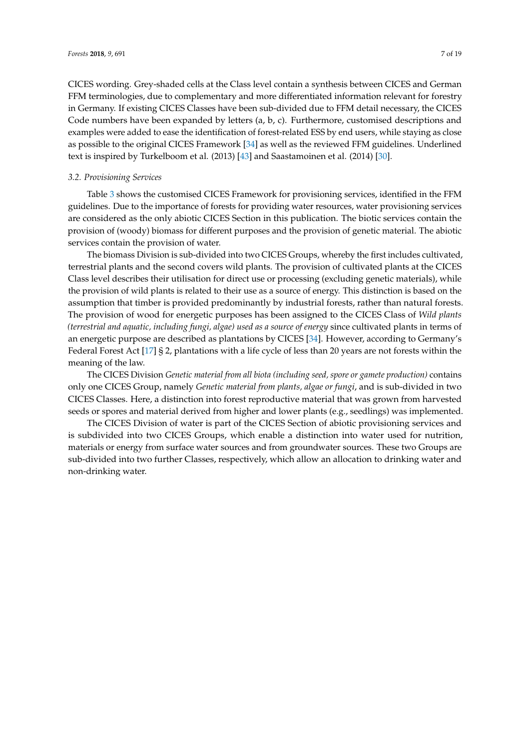CICES wording. Grey-shaded cells at the Class level contain a synthesis between CICES and German FFM terminologies, due to complementary and more differentiated information relevant for forestry in Germany. If existing CICES Classes have been sub-divided due to FFM detail necessary, the CICES Code numbers have been expanded by letters (a, b, c). Furthermore, customised descriptions and examples were added to ease the identification of forest-related ESS by end users, while staying as close as possible to the original CICES Framework [34] as well as the reviewed FFM guidelines. Underlined text is inspired by Turkelboom et al. (2013) [43] and Saastamoinen et al. (2014) [30].

### 3.2. Provisioning Services

Table 3 shows the customised CICES Framework for provisioning services, identified in the FFM guidelines. Due to the importance of forests for providing water resources, water provisioning services are considered as the only abiotic CICES Section in this publication. The biotic services contain the provision of (woody) biomass for different purposes and the provision of genetic material. The abiotic services contain the provision of water.

The biomass Division is sub-divided into two CICES Groups, whereby the first includes cultivated, terrestrial plants and the second covers wild plants. The provision of cultivated plants at the CICES Class level describes their utilisation for direct use or processing (excluding genetic materials), while the provision of wild plants is related to their use as a source of energy. This distinction is based on the assumption that timber is provided predominantly by industrial forests, rather than natural forests. The provision of wood for energetic purposes has been assigned to the CICES Class of *Wild plants (terrestrial and aquatic, including fungi, algae) used as a source of energy* since cultivated plants in terms of an energetic purpose are described as plantations by CICES [34]. However, according to Germany's Federal Forest Act [17] § 2, plantations with a life cycle of less than 20 years are not forests within the meaning of the law.

The CICES Division *Genetic material from all biota (including seed, spore or gamete production)* contains only one CICES Group, namely *Genetic material from plants, algae or fungi*, and is sub-divided in two CICES Classes. Here, a distinction into forest reproductive material that was grown from harvested seeds or spores and material derived from higher and lower plants (e.g., seedlings) was implemented.

The CICES Division of water is part of the CICES Section of abiotic provisioning services and is subdivided into two CICES Groups, which enable a distinction into water used for nutrition, materials or energy from surface water sources and from groundwater sources. These two Groups are sub-divided into two further Classes, respectively, which allow an allocation to drinking water and non-drinking water.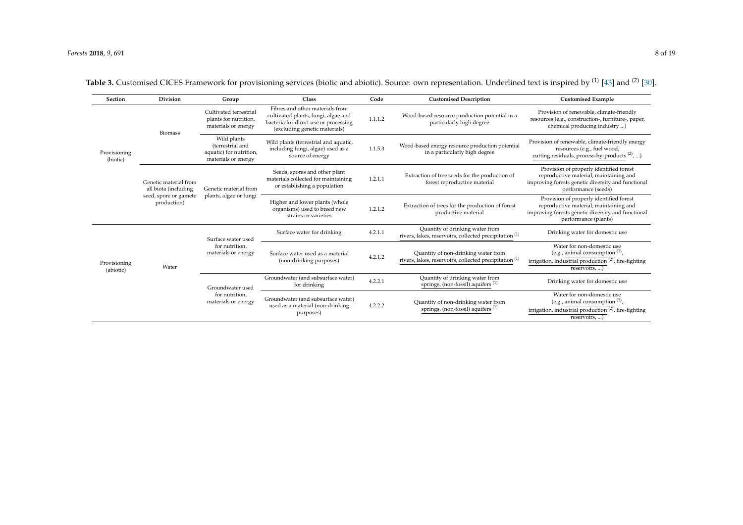**Table 3.** Customised CICES Framework for provisioning services (biotic and abiotic). Source: own representation. Underlined text is inspired by (1) [43] and (2) [30].

| Section | Division | Group | Class | Code | Customised Description | Customised Example |
|---|---|---|---|---|---|---|
| Provisioning (biotic) | Biomass | Cultivated terrestrial plants for nutrition, materials or energy | Fibres and other materials from cultivated plants, fungi, algae and bacteria for direct use or processing (excluding genetic materials) | 1.1.1.2 | Wood-based resource production potential in a particularly high degree | Provision of renewable, climate-friendly resources (e.g., construction-, furniture-, paper, chemical producing industry ...) |
| | | Wild plants (terrestrial and aquatic) for nutrition, materials or energy | Wild plants (terrestrial and aquatic, including fungi, algae) used as a source of energy | 1.1.5.3 | Wood-based energy resource production potential in a particularly high degree | Provision of renewable, climate-friendly energy resources (e.g., fuel wood, cutting residuals, process-by-products (2), ...) |
| | Genetic material from all biota (including seed, spore or gamete production) | Genetic material from plants, algae or fungi | Seeds, spores and other plant materials collected for maintaining or establishing a population | 1.2.1.1 | Extraction of tree seeds for the production of forest reproductive material | Provision of properly identified forest reproductive material; maintaining and improving forests genetic diversity and functional performance (seeds) |
| | | | Higher and lower plants (whole organisms) used to breed new strains or varieties | 1.2.1.2 | Extraction of trees for the production of forest productive material | Provision of properly identified forest reproductive material; maintaining and improving forests genetic diversity and functional performance (plants) |
| Provisioning (abiotic) | Water | Surface water used for nutrition, materials or energy | Surface water for drinking | 4.2.1.1 | Quantity of drinking water from rivers, lakes, reservoirs, collected precipitation (1) | Drinking water for domestic use |
| | | | Surface water used as a material (non-drinking purposes) | 4.2.1.2 | Quantity of non-drinking water from rivers, lakes, reservoirs, collected precipitation (1) | Water for non-domestic use (e.g., animal consumption (1), irrigation, industrial production (2), fire-fighting reservoirs, ...) |
| | | Groundwater used for nutrition, materials or energy | Groundwater (and subsurface water) for drinking | 4.2.2.1 | Quantity of drinking water from springs, (non-fossil) aquifers (1) | Drinking water for domestic use |
| | | | Groundwater (and subsurface water) used as a material (non-drinking purposes) | 4.2.2.2 | Quantity of non-drinking water from springs, (non-fossil) aquifers (1) | Water for non-domestic use (e.g., animal consumption (1), irrigation, industrial production (2), fire-fighting reservoirs, ...) |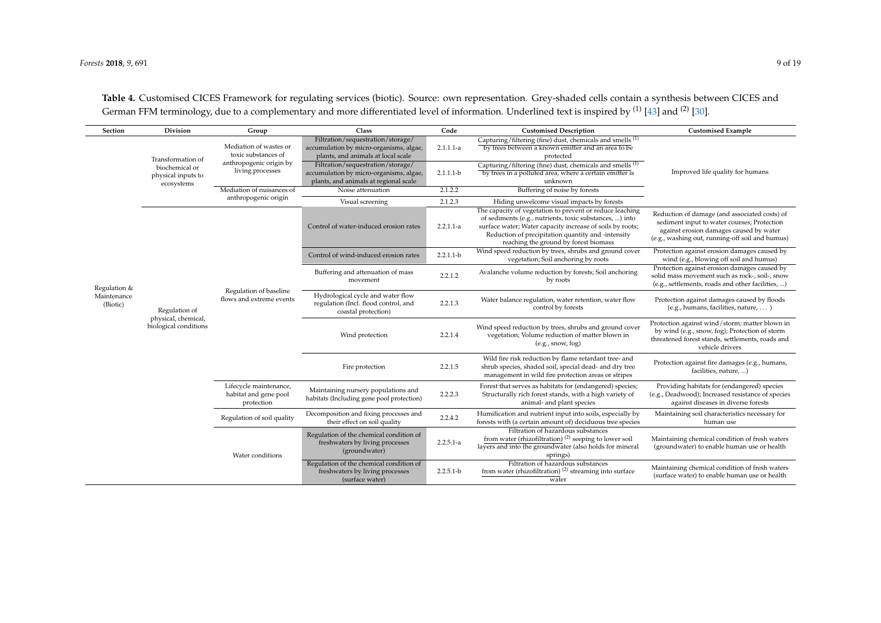**Table 4.** Customised CICES Framework for regulating services (biotic). Source: own representation. Grey-shaded cells contain a synthesis between CICES and German FFM terminology, due to a complementary and more differentiated level of information. Underlined text is inspired by [(1)] [43] and [(2)] [30].

| Section | Division | Group | Class | Code | Customised Description | Customised Example |
| --- | --- | --- | --- | --- | --- | --- |
| Regulation & Maintenance (Biotic) | Transformation of biochemical or physical inputs to ecosystems | Mediation of wastes or toxic substances of anthropogenic origin by living processes | Filtration/sequestration/storage/accumulation by micro-organisms, algae, plants, and animals at local scale | 2.1.1.1-a | Capturing/filtering (fine) dust, chemicals and smells [(1)] by trees between a known emitter and an area to be protected | Improved life quality for humans |
| | | | Filtration/sequestration/storage/accumulation by micro-organisms, algae, plants, and animals at regional scale | 2.1.1.1-b | Capturing/filtering (fine) dust, chemicals and smells [(1)] by trees in a polluted area, where a certain emitter is unknown | |
| | | Mediation of nuisances of anthropogenic origin | Noise attenuation | 2.1.2.2 | Buffering of noise by forests | |
| | | | Visual screening | 2.1.2.3 | Hiding unwelcome visual impacts by forests | |
| | Regulation of physical, chemical, biological conditions | Regulation of baseline flows and extreme events | Control of water-induced erosion rates | 2.2.1.1-a | The capacity of vegetation to prevent or reduce leaching of sediments (e.g., nutrients, toxic substances, ...) into surface water; Water capacity increase of soils by roots; Reduction of precipitation quantity and -intensity reaching the ground by forest biomass | Reduction of damage (and associated costs) of sediment input to water courses; Protection against erosion damages caused by water (e.g., washing out, running-off soil and humus) |
| | | | Control of wind-induced erosion rates | 2.2.1.1-b | Wind speed reduction by trees, shrubs and ground cover vegetation; Soil anchoring by roots | Protection against erosion damages caused by wind (e.g., blowing off soil and humus) |
| | | | Buffering and attenuation of mass movement | 2.2.1.2 | Avalanche volume reduction by forests; Soil anchoring by roots | Protection against erosion damages caused by solid mass movement such as rock-, soil-, snow (e.g., settlements, roads and other facilities, ...) |
| | | | Hydrological cycle and water flow regulation (Incl. flood control, and coastal protection) | 2.2.1.3 | Water balance regulation, water retention, water flow control by forests | Protection against damages caused by floods (e.g., humans, facilities, nature, ... ) |
| | | | Wind protection | 2.2.1.4 | Wind speed reduction by trees, shrubs and ground cover vegetation; Volume reduction of matter blown in (e.g., snow, fog) | Protection against wind/storm; matter blown in by wind (e.g., snow, fog); Protection of storm threatened forest stands, settlements, roads and vehicle drivers |
| | | | Fire protection | 2.2.1.5 | Wild fire risk reduction by flame retardant tree- and shrub species, shaded soil, special dead- and dry tree management in wild fire protection areas or stripes | Protection against fire damages (e.g., humans, facilities, nature, ...) |
| | | Lifecycle maintenance, habitat and gene pool protection | Maintaining nursery populations and habitats (Including gene pool protection) | 2.2.2.3 | Forest that serves as habitats for (endangered) species; Structurally rich forest stands, with a high variety of animal- and plant species | Providing habitats for (endangered) species (e.g., Deadwood); Increased resistance of species against diseases in diverse forests |
| | | Regulation of soil quality | Decomposition and fixing processes and their effect on soil quality | 2.2.4.2 | Humification and nutrient input into soils, especially by forests with (a certain amount of) deciduous tree species | Maintaining soil characteristics necessary for human use |
| | | Water conditions | Regulation of the chemical condition of freshwaters by living processes (groundwater) | 2.2.5.1-a | Filtration of hazardous substances from water (rhizofiltration) [(2)] seeping to lower soil layers and into the groundwater (also holds for mineral springs) | Maintaining chemical condition of fresh waters (groundwater) to enable human use or health |
| | | | Regulation of the chemical condition of freshwaters by living processes (surface water) | 2.2.5.1-b | Filtration of hazardous substances from water (rhizofiltration) [(2)] streaming into surface water | Maintaining chemical condition of fresh waters (surface water) to enable human use or health |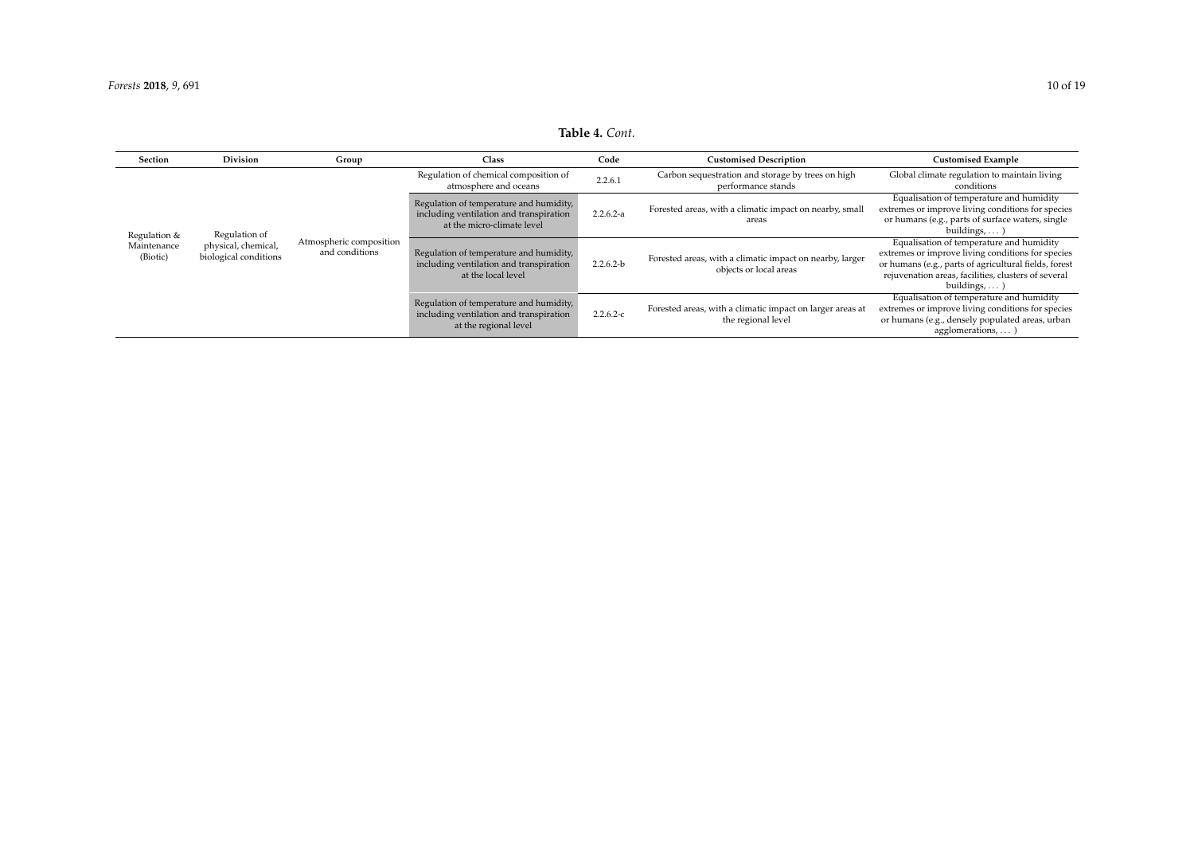**Table 4.** *Cont.*

| Section | Division | Group | Class | Code | Customised Description | Customised Example |
|---|---|---|---|---|---|---|
| Regulation & Maintenance (Biotic) | Regulation of physical, chemical, biological conditions | Atmospheric composition and conditions | Regulation of chemical composition of atmosphere and oceans | 2.2.6.1 | Carbon sequestration and storage by trees on high performance stands | Global climate regulation to maintain living conditions |
| | | | Regulation of temperature and humidity, including ventilation and transpiration at the micro-climate level | 2.2.6.2-a | Forested areas, with a climatic impact on nearby, small areas | Equalisation of temperature and humidity extremes or improve living conditions for species or humans (e.g., parts of surface waters, single buildings, … ) |
| | | | Regulation of temperature and humidity, including ventilation and transpiration at the local level | 2.2.6.2-b | Forested areas, with a climatic impact on nearby, larger objects or local areas | Equalisation of temperature and humidity extremes or improve living conditions for species or humans (e.g., parts of agricultural fields, forest rejuvenation areas, facilities, clusters of several buildings, … ) |
| | | | Regulation of temperature and humidity, including ventilation and transpiration at the regional level | 2.2.6.2-c | Forested areas, with a climatic impact on larger areas at the regional level | Equalisation of temperature and humidity extremes or improve living conditions for species or humans (e.g., densely populated areas, urban agglomerations, … ) |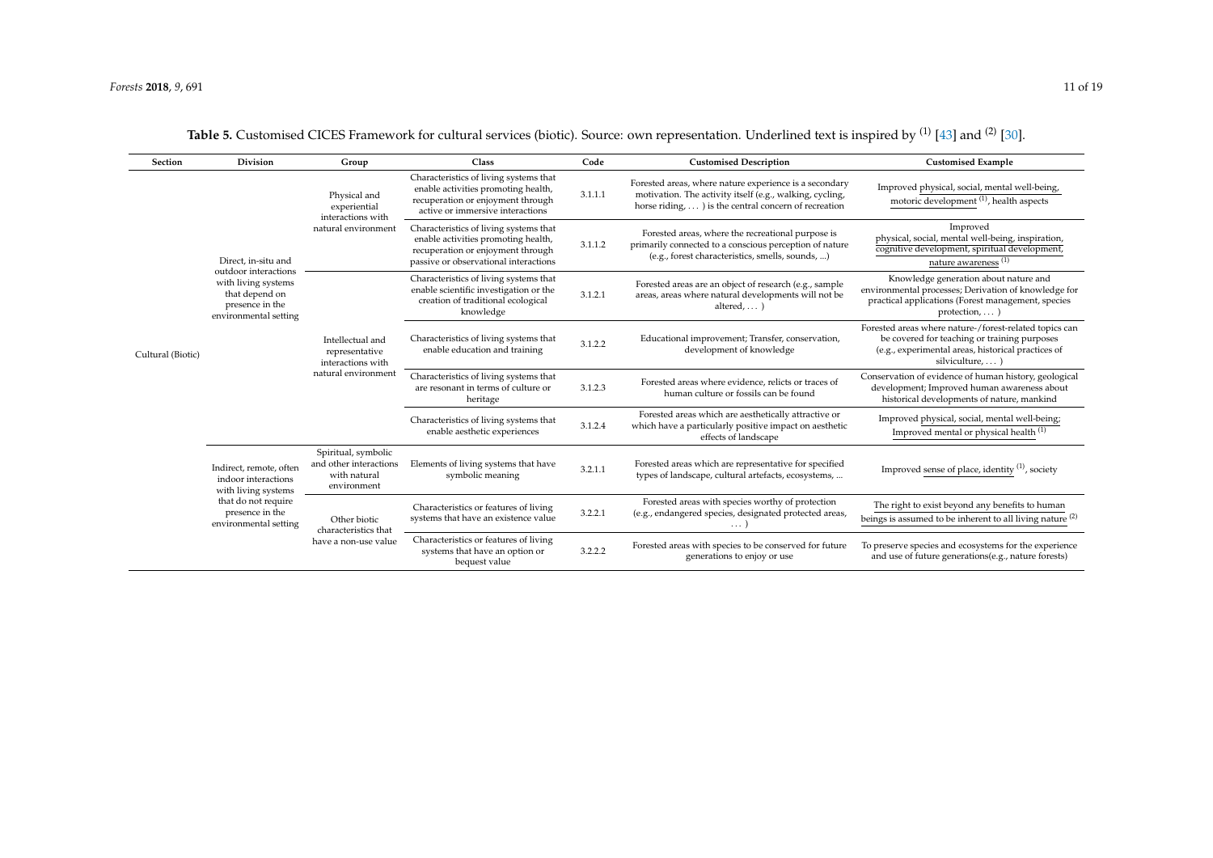**Table 5.** Customised CICES Framework for cultural services (biotic). Source: own representation. Underlined text is inspired by [(1)] [43] and [(2)] [30].

| Section | Division | Group | Class | Code | Customised Description | Customised Example |
|---|---|---|---|---|---|---|
| Cultural (Biotic) | Direct, in-situ and outdoor interactions with living systems that depend on presence in the environmental setting | Physical and experiential interactions with natural environment | Characteristics of living systems that enable activities promoting health, recuperation or enjoyment through active or immersive interactions | 3.1.1.1 | Forested areas, where nature experience is a secondary motivation. The activity itself (e.g., walking, cycling, horse riding, ... ) is the central concern of recreation | Improved physical, social, mental well-being, motoric development [(1)], health aspects |
| | | | Characteristics of living systems that enable activities promoting health, recuperation or enjoyment through passive or observational interactions | 3.1.1.2 | Forested areas, where the recreational purpose is primarily connected to a conscious perception of nature (e.g., forest characteristics, smells, sounds, ...) | Improved physical, social, mental well-being, inspiration, cognitive development, spiritual development, nature awareness [(1)] |
| | | Intellectual and representative interactions with natural environment | Characteristics of living systems that enable scientific investigation or the creation of traditional ecological knowledge | 3.1.2.1 | Forested areas are an object of research (e.g., sample areas, areas where natural developments will not be altered, ... ) | Knowledge generation about nature and environmental processes; Derivation of knowledge for practical applications (Forest management, species protection, ... ) |
| | | | Characteristics of living systems that enable education and training | 3.1.2.2 | Educational improvement; Transfer, conservation, development of knowledge | Forested areas where nature-/forest-related topics can be covered for teaching or training purposes (e.g., experimental areas, historical practices of silviculture, ... ) |
| | | | Characteristics of living systems that are resonant in terms of culture or heritage | 3.1.2.3 | Forested areas where evidence, relicts or traces of human culture or fossils can be found | Conservation of evidence of human history, geological development; Improved human awareness about historical developments of nature, mankind |
| | | | Characteristics of living systems that enable aesthetic experiences | 3.1.2.4 | Forested areas which are aesthetically attractive or which have a particularly positive impact on aesthetic effects of landscape | Improved physical, social, mental well-being; Improved mental or physical health [(1)] |
| | Indirect, remote, often indoor interactions with living systems that do not require presence in the environmental setting | Spiritual, symbolic and other interactions with natural environment | Elements of living systems that have symbolic meaning | 3.2.1.1 | Forested areas which are representative for specified types of landscape, cultural artefacts, ecosystems, ... | Improved sense of place, identity [(1)], society |
| | | Other biotic characteristics that have a non-use value | Characteristics or features of living systems that have an existence value | 3.2.2.1 | Forested areas with species worthy of protection (e.g., endangered species, designated protected areas, ... ) | The right to exist beyond any benefits to human beings is assumed to be inherent to all living nature [(2)] |
| | | | Characteristics or features of living systems that have an option or bequest value | 3.2.2.2 | Forested areas with species to be conserved for future generations to enjoy or use | To preserve species and ecosystems for the experience and use of future generations(e.g., nature forests) |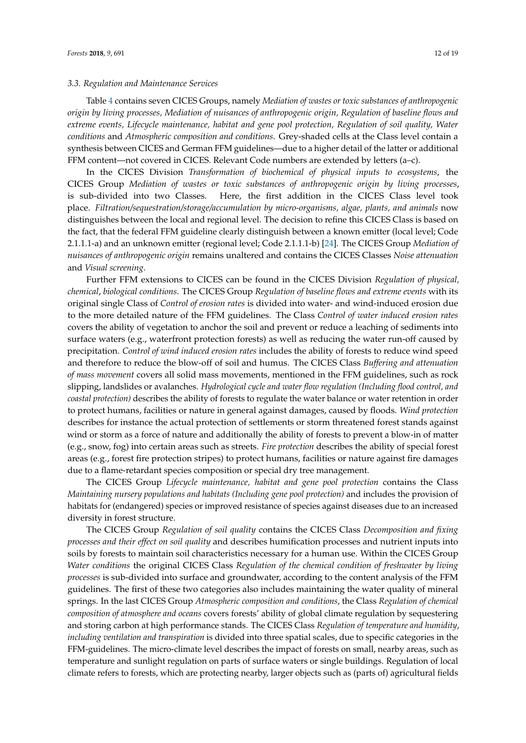### 3.3. Regulation and Maintenance Services

Table 4 contains seven CICES Groups, namely *Mediation of wastes or toxic substances of anthropogenic origin by living processes, Mediation of nuisances of anthropogenic origin, Regulation of baseline flows and extreme events, Lifecycle maintenance, habitat and gene pool protection, Regulation of soil quality, Water conditions* and *Atmospheric composition and conditions*. Grey-shaded cells at the Class level contain a synthesis between CICES and German FFM guidelines—due to a higher detail of the latter or additional FFM content—not covered in CICES. Relevant Code numbers are extended by letters (a–c).

In the CICES Division *Transformation of biochemical of physical inputs to ecosystems*, the CICES Group *Mediation of wastes or toxic substances of anthropogenic origin by living processes*, is sub-divided into two Classes. Here, the first addition in the CICES Class level took place. *Filtration/sequestration/storage/accumulation by micro-organisms, algae, plants, and animals* now distinguishes between the local and regional level. The decision to refine this CICES Class is based on the fact, that the federal FFM guideline clearly distinguish between a known emitter (local level; Code 2.1.1.1-a) and an unknown emitter (regional level; Code 2.1.1.1-b) [24]. The CICES Group *Mediation of nuisances of anthropogenic origin* remains unaltered and contains the CICES Classes *Noise attenuation* and *Visual screening*.

Further FFM extensions to CICES can be found in the CICES Division *Regulation of physical, chemical, biological conditions*. The CICES Group *Regulation of baseline flows and extreme events* with its original single Class of *Control of erosion rates* is divided into water- and wind-induced erosion due to the more detailed nature of the FFM guidelines. The Class *Control of water induced erosion rates* covers the ability of vegetation to anchor the soil and prevent or reduce a leaching of sediments into surface waters (e.g., waterfront protection forests) as well as reducing the water run-off caused by precipitation. *Control of wind induced erosion rates* includes the ability of forests to reduce wind speed and therefore to reduce the blow-off of soil and humus. The CICES Class *Buffering and attenuation of mass movement* covers all solid mass movements, mentioned in the FFM guidelines, such as rock slipping, landslides or avalanches. *Hydrological cycle and water flow regulation (Including flood control, and coastal protection)* describes the ability of forests to regulate the water balance or water retention in order to protect humans, facilities or nature in general against damages, caused by floods. *Wind protection* describes for instance the actual protection of settlements or storm threatened forest stands against wind or storm as a force of nature and additionally the ability of forests to prevent a blow-in of matter (e.g., snow, fog) into certain areas such as streets. *Fire protection* describes the ability of special forest areas (e.g., forest fire protection stripes) to protect humans, facilities or nature against fire damages due to a flame-retardant species composition or special dry tree management.

The CICES Group *Lifecycle maintenance, habitat and gene pool protection* contains the Class *Maintaining nursery populations and habitats (Including gene pool protection)* and includes the provision of habitats for (endangered) species or improved resistance of species against diseases due to an increased diversity in forest structure.

The CICES Group *Regulation of soil quality* contains the CICES Class *Decomposition and fixing processes and their effect on soil quality* and describes humification processes and nutrient inputs into soils by forests to maintain soil characteristics necessary for a human use. Within the CICES Group *Water conditions* the original CICES Class *Regulation of the chemical condition of freshwater by living processes* is sub-divided into surface and groundwater, according to the content analysis of the FFM guidelines. The first of these two categories also includes maintaining the water quality of mineral springs. In the last CICES Group *Atmospheric composition and conditions*, the Class *Regulation of chemical composition of atmosphere and oceans* covers forests' ability of global climate regulation by sequestering and storing carbon at high performance stands. The CICES Class *Regulation of temperature and humidity, including ventilation and transpiration* is divided into three spatial scales, due to specific categories in the FFM-guidelines. The micro-climate level describes the impact of forests on small, nearby areas, such as temperature and sunlight regulation on parts of surface waters or single buildings. Regulation of local climate refers to forests, which are protecting nearby, larger objects such as (parts of) agricultural fields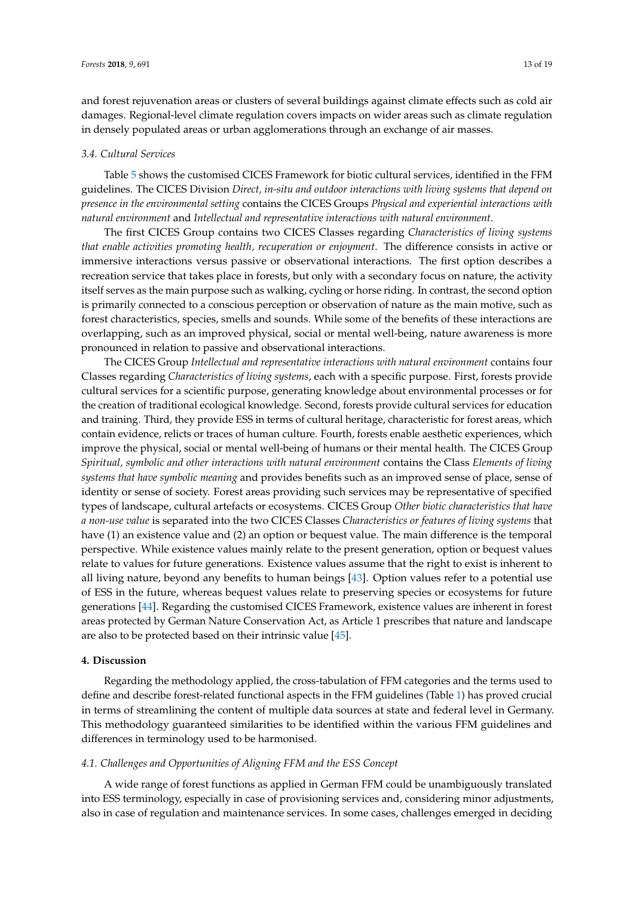and forest rejuvenation areas or clusters of several buildings against climate effects such as cold air damages. Regional-level climate regulation covers impacts on wider areas such as climate regulation in densely populated areas or urban agglomerations through an exchange of air masses.

### 3.4. Cultural Services

Table 5 shows the customised CICES Framework for biotic cultural services, identified in the FFM guidelines. The CICES Division *Direct, in-situ and outdoor interactions with living systems that depend on presence in the environmental setting* contains the CICES Groups *Physical and experiential interactions with natural environment* and *Intellectual and representative interactions with natural environment*.

The first CICES Group contains two CICES Classes regarding *Characteristics of living systems that enable activities promoting health, recuperation or enjoyment*. The difference consists in active or immersive interactions versus passive or observational interactions. The first option describes a recreation service that takes place in forests, but only with a secondary focus on nature, the activity itself serves as the main purpose such as walking, cycling or horse riding. In contrast, the second option is primarily connected to a conscious perception or observation of nature as the main motive, such as forest characteristics, species, smells and sounds. While some of the benefits of these interactions are overlapping, such as an improved physical, social or mental well-being, nature awareness is more pronounced in relation to passive and observational interactions.

The CICES Group *Intellectual and representative interactions with natural environment* contains four Classes regarding *Characteristics of living systems*, each with a specific purpose. First, forests provide cultural services for a scientific purpose, generating knowledge about environmental processes or for the creation of traditional ecological knowledge. Second, forests provide cultural services for education and training. Third, they provide ESS in terms of cultural heritage, characteristic for forest areas, which contain evidence, relicts or traces of human culture. Fourth, forests enable aesthetic experiences, which improve the physical, social or mental well-being of humans or their mental health. The CICES Group *Spiritual, symbolic and other interactions with natural environment* contains the Class *Elements of living systems that have symbolic meaning* and provides benefits such as an improved sense of place, sense of identity or sense of society. Forest areas providing such services may be representative of specified types of landscape, cultural artefacts or ecosystems. CICES Group *Other biotic characteristics that have a non-use value* is separated into the two CICES Classes *Characteristics or features of living systems* that have (1) an existence value and (2) an option or bequest value. The main difference is the temporal perspective. While existence values mainly relate to the present generation, option or bequest values relate to values for future generations. Existence values assume that the right to exist is inherent to all living nature, beyond any benefits to human beings [43]. Option values refer to a potential use of ESS in the future, whereas bequest values relate to preserving species or ecosystems for future generations [44]. Regarding the customised CICES Framework, existence values are inherent in forest areas protected by German Nature Conservation Act, as Article 1 prescribes that nature and landscape are also to be protected based on their intrinsic value [45].

## 4. Discussion

Regarding the methodology applied, the cross-tabulation of FFM categories and the terms used to define and describe forest-related functional aspects in the FFM guidelines (Table 1) has proved crucial in terms of streamlining the content of multiple data sources at state and federal level in Germany. This methodology guaranteed similarities to be identified within the various FFM guidelines and differences in terminology used to be harmonised.

### 4.1. Challenges and Opportunities of Aligning FFM and the ESS Concept

A wide range of forest functions as applied in German FFM could be unambiguously translated into ESS terminology, especially in case of provisioning services and, considering minor adjustments, also in case of regulation and maintenance services. In some cases, challenges emerged in deciding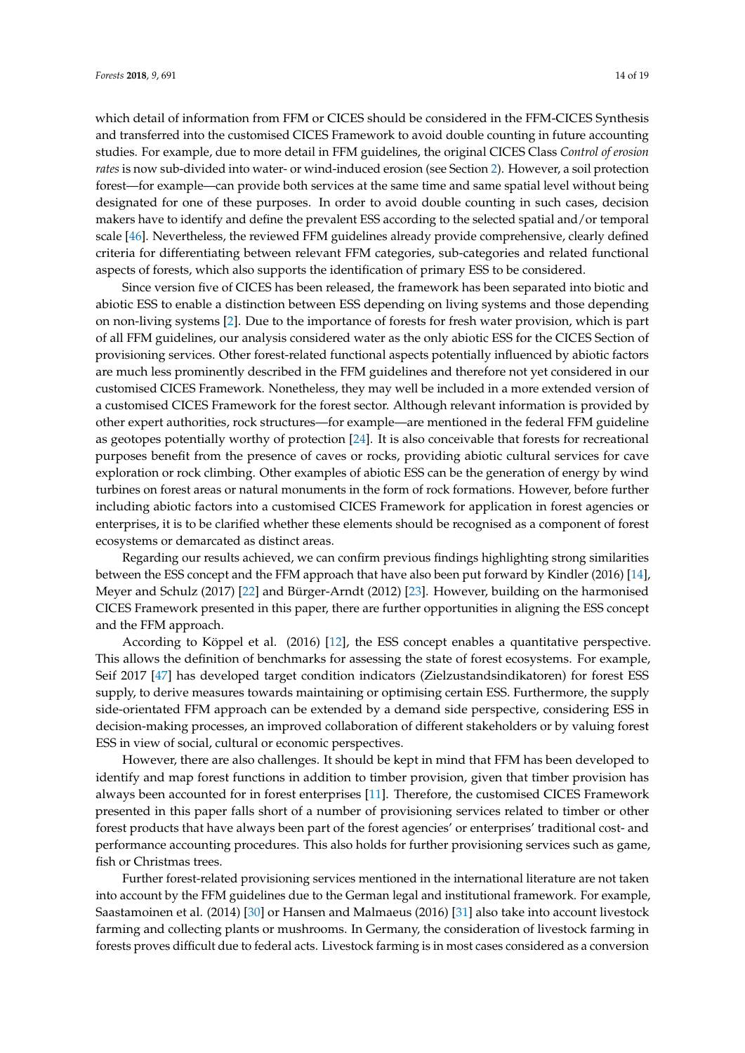which detail of information from FFM or CICES should be considered in the FFM-CICES Synthesis and transferred into the customised CICES Framework to avoid double counting in future accounting studies. For example, due to more detail in FFM guidelines, the original CICES Class *Control of erosion rates* is now sub-divided into water- or wind-induced erosion (see Section 2). However, a soil protection forest—for example—can provide both services at the same time and same spatial level without being designated for one of these purposes. In order to avoid double counting in such cases, decision makers have to identify and define the prevalent ESS according to the selected spatial and/or temporal scale [46]. Nevertheless, the reviewed FFM guidelines already provide comprehensive, clearly defined criteria for differentiating between relevant FFM categories, sub-categories and related functional aspects of forests, which also supports the identification of primary ESS to be considered.

Since version five of CICES has been released, the framework has been separated into biotic and abiotic ESS to enable a distinction between ESS depending on living systems and those depending on non-living systems [2]. Due to the importance of forests for fresh water provision, which is part of all FFM guidelines, our analysis considered water as the only abiotic ESS for the CICES Section of provisioning services. Other forest-related functional aspects potentially influenced by abiotic factors are much less prominently described in the FFM guidelines and therefore not yet considered in our customised CICES Framework. Nonetheless, they may well be included in a more extended version of a customised CICES Framework for the forest sector. Although relevant information is provided by other expert authorities, rock structures—for example—are mentioned in the federal FFM guideline as geotopes potentially worthy of protection [24]. It is also conceivable that forests for recreational purposes benefit from the presence of caves or rocks, providing abiotic cultural services for cave exploration or rock climbing. Other examples of abiotic ESS can be the generation of energy by wind turbines on forest areas or natural monuments in the form of rock formations. However, before further including abiotic factors into a customised CICES Framework for application in forest agencies or enterprises, it is to be clarified whether these elements should be recognised as a component of forest ecosystems or demarcated as distinct areas.

Regarding our results achieved, we can confirm previous findings highlighting strong similarities between the ESS concept and the FFM approach that have also been put forward by Kindler (2016) [14], Meyer and Schulz (2017) [22] and Bürger-Arndt (2012) [23]. However, building on the harmonised CICES Framework presented in this paper, there are further opportunities in aligning the ESS concept and the FFM approach.

According to Köppel et al. (2016) [12], the ESS concept enables a quantitative perspective. This allows the definition of benchmarks for assessing the state of forest ecosystems. For example, Seif 2017 [47] has developed target condition indicators (Zielzustandsindikatoren) for forest ESS supply, to derive measures towards maintaining or optimising certain ESS. Furthermore, the supply side-orientated FFM approach can be extended by a demand side perspective, considering ESS in decision-making processes, an improved collaboration of different stakeholders or by valuing forest ESS in view of social, cultural or economic perspectives.

However, there are also challenges. It should be kept in mind that FFM has been developed to identify and map forest functions in addition to timber provision, given that timber provision has always been accounted for in forest enterprises [11]. Therefore, the customised CICES Framework presented in this paper falls short of a number of provisioning services related to timber or other forest products that have always been part of the forest agencies' or enterprises' traditional cost- and performance accounting procedures. This also holds for further provisioning services such as game, fish or Christmas trees.

Further forest-related provisioning services mentioned in the international literature are not taken into account by the FFM guidelines due to the German legal and institutional framework. For example, Saastamoinen et al. (2014) [30] or Hansen and Malmaeus (2016) [31] also take into account livestock farming and collecting plants or mushrooms. In Germany, the consideration of livestock farming in forests proves difficult due to federal acts. Livestock farming is in most cases considered as a conversion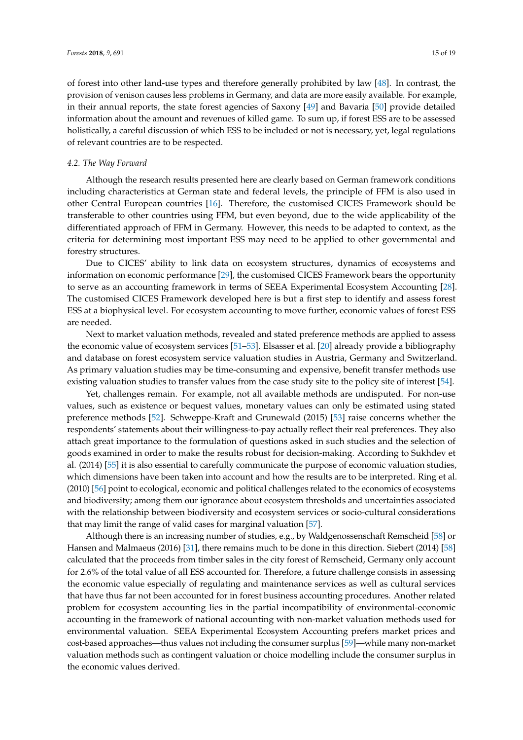of forest into other land-use types and therefore generally prohibited by law [48]. In contrast, the provision of venison causes less problems in Germany, and data are more easily available. For example, in their annual reports, the state forest agencies of Saxony [49] and Bavaria [50] provide detailed information about the amount and revenues of killed game. To sum up, if forest ESS are to be assessed holistically, a careful discussion of which ESS to be included or not is necessary, yet, legal regulations of relevant countries are to be respected.

### *4.2. The Way Forward*

Although the research results presented here are clearly based on German framework conditions including characteristics at German state and federal levels, the principle of FFM is also used in other Central European countries [16]. Therefore, the customised CICES Framework should be transferable to other countries using FFM, but even beyond, due to the wide applicability of the differentiated approach of FFM in Germany. However, this needs to be adapted to context, as the criteria for determining most important ESS may need to be applied to other governmental and forestry structures.

Due to CICES' ability to link data on ecosystem structures, dynamics of ecosystems and information on economic performance [29], the customised CICES Framework bears the opportunity to serve as an accounting framework in terms of SEEA Experimental Ecosystem Accounting [28]. The customised CICES Framework developed here is but a first step to identify and assess forest ESS at a biophysical level. For ecosystem accounting to move further, economic values of forest ESS are needed.

Next to market valuation methods, revealed and stated preference methods are applied to assess the economic value of ecosystem services [51–53]. Elsasser et al. [20] already provide a bibliography and database on forest ecosystem service valuation studies in Austria, Germany and Switzerland. As primary valuation studies may be time-consuming and expensive, benefit transfer methods use existing valuation studies to transfer values from the case study site to the policy site of interest [54].

Yet, challenges remain. For example, not all available methods are undisputed. For non-use values, such as existence or bequest values, monetary values can only be estimated using stated preference methods [52]. Schweppe-Kraft and Grunewald (2015) [53] raise concerns whether the respondents' statements about their willingness-to-pay actually reflect their real preferences. They also attach great importance to the formulation of questions asked in such studies and the selection of goods examined in order to make the results robust for decision-making. According to Sukhdev et al. (2014) [55] it is also essential to carefully communicate the purpose of economic valuation studies, which dimensions have been taken into account and how the results are to be interpreted. Ring et al. (2010) [56] point to ecological, economic and political challenges related to the economics of ecosystems and biodiversity; among them our ignorance about ecosystem thresholds and uncertainties associated with the relationship between biodiversity and ecosystem services or socio-cultural considerations that may limit the range of valid cases for marginal valuation [57].

Although there is an increasing number of studies, e.g., by Waldgenossenschaft Remscheid [58] or Hansen and Malmaeus (2016) [31], there remains much to be done in this direction. Siebert (2014) [58] calculated that the proceeds from timber sales in the city forest of Remscheid, Germany only account for 2.6% of the total value of all ESS accounted for. Therefore, a future challenge consists in assessing the economic value especially of regulating and maintenance services as well as cultural services that have thus far not been accounted for in forest business accounting procedures. Another related problem for ecosystem accounting lies in the partial incompatibility of environmental-economic accounting in the framework of national accounting with non-market valuation methods used for environmental valuation. SEEA Experimental Ecosystem Accounting prefers market prices and cost-based approaches—thus values not including the consumer surplus [59]—while many non-market valuation methods such as contingent valuation or choice modelling include the consumer surplus in the economic values derived.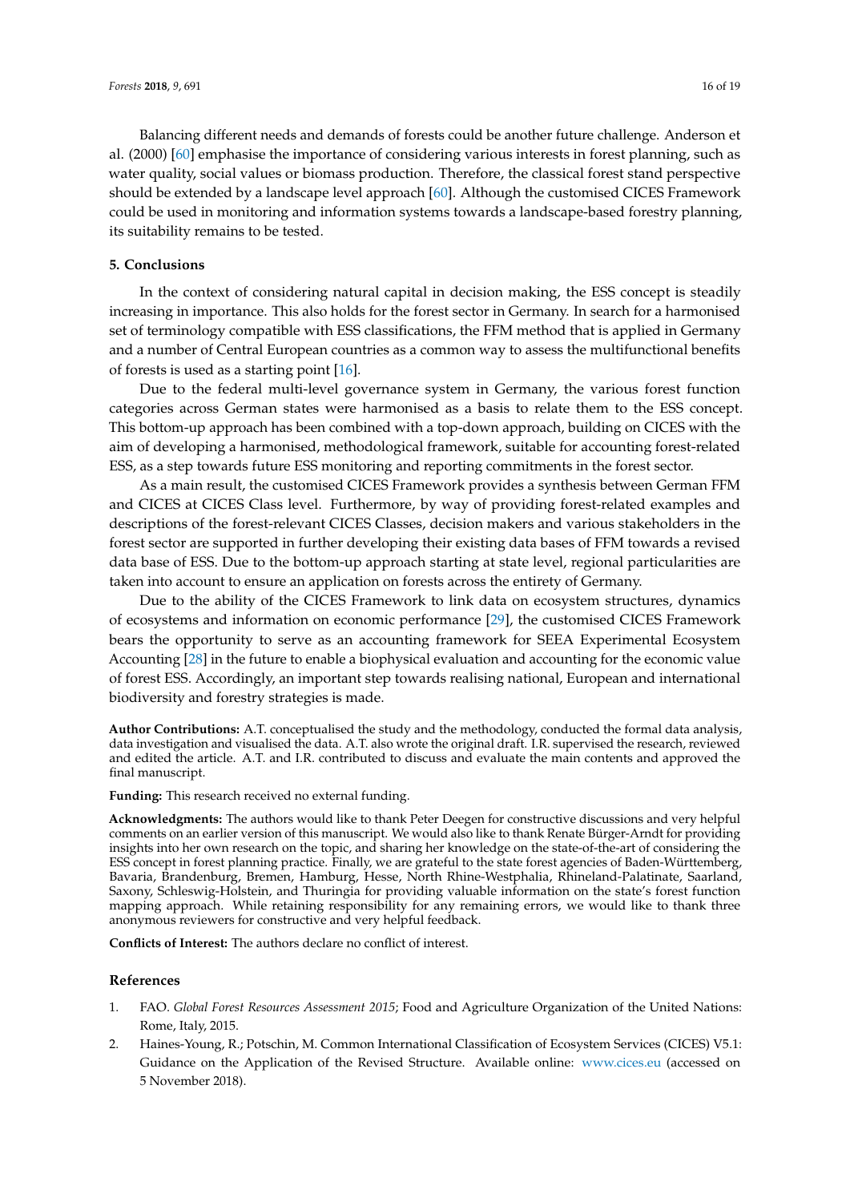Balancing different needs and demands of forests could be another future challenge. Anderson et al. (2000) [60] emphasise the importance of considering various interests in forest planning, such as water quality, social values or biomass production. Therefore, the classical forest stand perspective should be extended by a landscape level approach [60]. Although the customised CICES Framework could be used in monitoring and information systems towards a landscape-based forestry planning, its suitability remains to be tested.

## 5. Conclusions

In the context of considering natural capital in decision making, the ESS concept is steadily increasing in importance. This also holds for the forest sector in Germany. In search for a harmonised set of terminology compatible with ESS classifications, the FFM method that is applied in Germany and a number of Central European countries as a common way to assess the multifunctional benefits of forests is used as a starting point [16].

Due to the federal multi-level governance system in Germany, the various forest function categories across German states were harmonised as a basis to relate them to the ESS concept. This bottom-up approach has been combined with a top-down approach, building on CICES with the aim of developing a harmonised, methodological framework, suitable for accounting forest-related ESS, as a step towards future ESS monitoring and reporting commitments in the forest sector.

As a main result, the customised CICES Framework provides a synthesis between German FFM and CICES at CICES Class level. Furthermore, by way of providing forest-related examples and descriptions of the forest-relevant CICES Classes, decision makers and various stakeholders in the forest sector are supported in further developing their existing data bases of FFM towards a revised data base of ESS. Due to the bottom-up approach starting at state level, regional particularities are taken into account to ensure an application on forests across the entirety of Germany.

Due to the ability of the CICES Framework to link data on ecosystem structures, dynamics of ecosystems and information on economic performance [29], the customised CICES Framework bears the opportunity to serve as an accounting framework for SEEA Experimental Ecosystem Accounting [28] in the future to enable a biophysical evaluation and accounting for the economic value of forest ESS. Accordingly, an important step towards realising national, European and international biodiversity and forestry strategies is made.

**Author Contributions:** A.T. conceptualised the study and the methodology, conducted the formal data analysis, data investigation and visualised the data. A.T. also wrote the original draft. I.R. supervised the research, reviewed and edited the article. A.T. and I.R. contributed to discuss and evaluate the main contents and approved the final manuscript.

**Funding:** This research received no external funding.

**Acknowledgments:** The authors would like to thank Peter Deegen for constructive discussions and very helpful comments on an earlier version of this manuscript. We would also like to thank Renate Bürger-Arndt for providing insights into her own research on the topic, and sharing her knowledge on the state-of-the-art of considering the ESS concept in forest planning practice. Finally, we are grateful to the state forest agencies of Baden-Württemberg, Bavaria, Brandenburg, Bremen, Hamburg, Hesse, North Rhine-Westphalia, Rhineland-Palatinate, Saarland, Saxony, Schleswig-Holstein, and Thuringia for providing valuable information on the state's forest function mapping approach. While retaining responsibility for any remaining errors, we would like to thank three anonymous reviewers for constructive and very helpful feedback.

**Conflicts of Interest:** The authors declare no conflict of interest.

## References

1. FAO. *Global Forest Resources Assessment 2015*; Food and Agriculture Organization of the United Nations: Rome, Italy, 2015.
2. Haines-Young, R.; Potschin, M. Common International Classification of Ecosystem Services (CICES) V5.1: Guidance on the Application of the Revised Structure. Available online: www.cices.eu (accessed on 5 November 2018).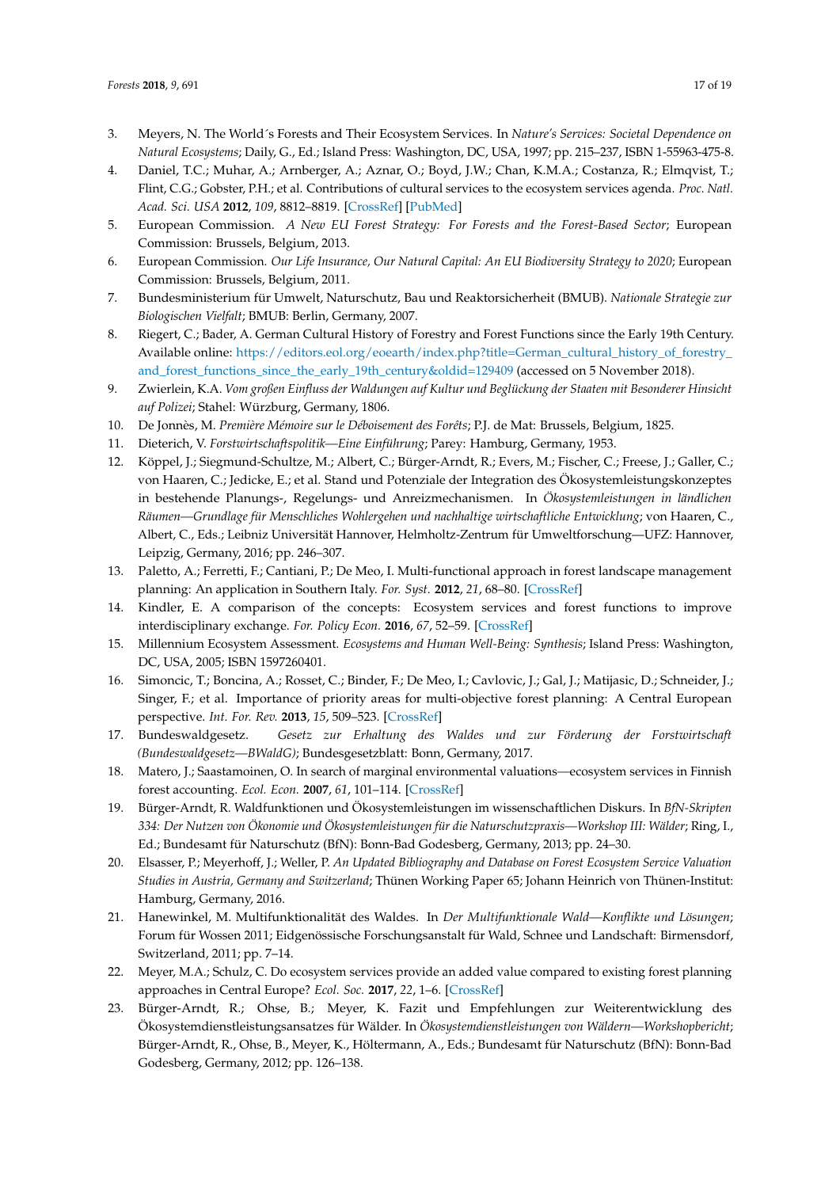3. Meyers, N. The World´s Forests and Their Ecosystem Services. In *Nature's Services: Societal Dependence on Natural Ecosystems*; Daily, G., Ed.; Island Press: Washington, DC, USA, 1997; pp. 215–237, ISBN 1-55963-475-8.
4. Daniel, T.C.; Muhar, A.; Arnberger, A.; Aznar, O.; Boyd, J.W.; Chan, K.M.A.; Costanza, R.; Elmqvist, T.; Flint, C.G.; Gobster, P.H.; et al. Contributions of cultural services to the ecosystem services agenda. *Proc. Natl. Acad. Sci. USA* **2012**, *109*, 8812–8819. [CrossRef] [PubMed]
5. European Commission. *A New EU Forest Strategy: For Forests and the Forest-Based Sector*; European Commission: Brussels, Belgium, 2013.
6. European Commission. *Our Life Insurance, Our Natural Capital: An EU Biodiversity Strategy to 2020*; European Commission: Brussels, Belgium, 2011.
7. Bundesministerium für Umwelt, Naturschutz, Bau und Reaktorsicherheit (BMUB). *Nationale Strategie zur Biologischen Vielfalt*; BMUB: Berlin, Germany, 2007.
8. Riegert, C.; Bader, A. German Cultural History of Forestry and Forest Functions since the Early 19th Century. Available online: https://editors.eol.org/eoearth/index.php?title=German_cultural_history_of_forestry_and_forest_functions_since_the_early_19th_century&oldid=129409 (accessed on 5 November 2018).
9. Zwierlein, K.A. *Vom großen Einfluss der Waldungen auf Kultur und Beglückung der Staaten mit Besonderer Hinsicht auf Polizei*; Stahel: Würzburg, Germany, 1806.
10. De Jonnès, M. *Première Mémoire sur le Déboisement des Forêts*; P.J. de Mat: Brussels, Belgium, 1825.
11. Dieterich, V. *Forstwirtschaftspolitik—Eine Einführung*; Parey: Hamburg, Germany, 1953.
12. Köppel, J.; Siegmund-Schultze, M.; Albert, C.; Bürger-Arndt, R.; Evers, M.; Fischer, C.; Freese, J.; Galler, C.; von Haaren, C.; Jedicke, E.; et al. Stand und Potenziale der Integration des Ökosystemleistungskonzeptes in bestehende Planungs-, Regelungs- und Anreizmechanismen. In *Ökosystemleistungen in ländlichen Räumen—Grundlage für Menschliches Wohlergehen und nachhaltige wirtschaftliche Entwicklung*; von Haaren, C., Albert, C., Eds.; Leibniz Universität Hannover, Helmholtz-Zentrum für Umweltforschung—UFZ: Hannover, Leipzig, Germany, 2016; pp. 246–307.
13. Paletto, A.; Ferretti, F.; Cantiani, P.; De Meo, I. Multi-functional approach in forest landscape management planning: An application in Southern Italy. *For. Syst.* **2012**, *21*, 68–80. [CrossRef]
14. Kindler, E. A comparison of the concepts: Ecosystem services and forest functions to improve interdisciplinary exchange. *For. Policy Econ.* **2016**, *67*, 52–59. [CrossRef]
15. Millennium Ecosystem Assessment. *Ecosystems and Human Well-Being: Synthesis*; Island Press: Washington, DC, USA, 2005; ISBN 1597260401.
16. Simoncic, T.; Boncina, A.; Rosset, C.; Binder, F.; De Meo, I.; Cavlovic, J.; Gal, J.; Matijasic, D.; Schneider, J.; Singer, F.; et al. Importance of priority areas for multi-objective forest planning: A Central European perspective. *Int. For. Rev.* **2013**, *15*, 509–523. [CrossRef]
17. Bundeswaldgesetz. *Gesetz zur Erhaltung des Waldes und zur Förderung der Forstwirtschaft (Bundeswaldgesetz—BWaldG)*; Bundesgesetzblatt: Bonn, Germany, 2017.
18. Matero, J.; Saastamoinen, O. In search of marginal environmental valuations—ecosystem services in Finnish forest accounting. *Ecol. Econ.* **2007**, *61*, 101–114. [CrossRef]
19. Bürger-Arndt, R. Waldfunktionen und Ökosystemleistungen im wissenschaftlichen Diskurs. In *BfN-Skripten 334: Der Nutzen von Ökonomie und Ökosystemleistungen für die Naturschutzpraxis—Workshop III: Wälder*; Ring, I., Ed.; Bundesamt für Naturschutz (BfN): Bonn-Bad Godesberg, Germany, 2013; pp. 24–30.
20. Elsasser, P.; Meyerhoff, J.; Weller, P. *An Updated Bibliography and Database on Forest Ecosystem Service Valuation Studies in Austria, Germany and Switzerland*; Thünen Working Paper 65; Johann Heinrich von Thünen-Institut: Hamburg, Germany, 2016.
21. Hanewinkel, M. Multifunktionalität des Waldes. In *Der Multifunktionale Wald—Konflikte und Lösungen*; Forum für Wossen 2011; Eidgenössische Forschungsanstalt für Wald, Schnee und Landschaft: Birmensdorf, Switzerland, 2011; pp. 7–14.
22. Meyer, M.A.; Schulz, C. Do ecosystem services provide an added value compared to existing forest planning approaches in Central Europe? *Ecol. Soc.* **2017**, *22*, 1–6. [CrossRef]
23. Bürger-Arndt, R.; Ohse, B.; Meyer, K. Fazit und Empfehlungen zur Weiterentwicklung des Ökosystemdienstleistungsansatzes für Wälder. In *Ökosystemdienstleistungen von Wäldern—Workshopbericht*; Bürger-Arndt, R., Ohse, B., Meyer, K., Höltermann, A., Eds.; Bundesamt für Naturschutz (BfN): Bonn-Bad Godesberg, Germany, 2012; pp. 126–138.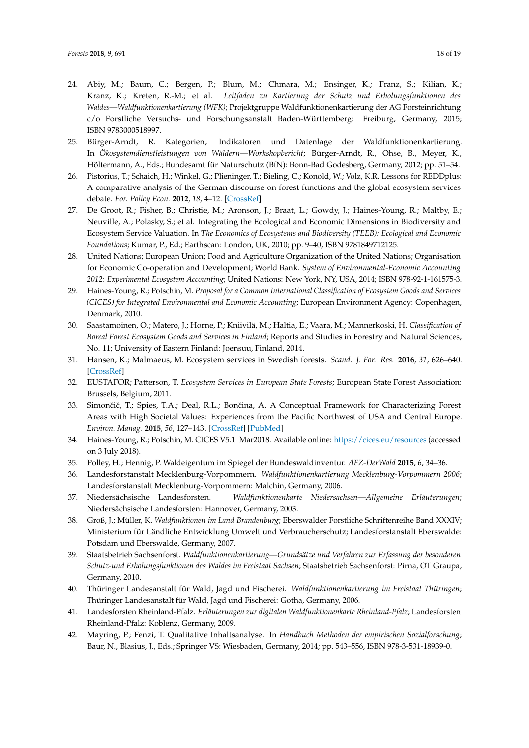24. Abiy, M.; Baum, C.; Bergen, P.; Blum, M.; Chmara, M.; Ensinger, K.; Franz, S.; Kilian, K.; Kranz, K.; Kreten, R.-M.; et al. *Leitfaden zu Kartierung der Schutz und Erholungsfunktionen des Waldes—Waldfunktionenkartierung (WFK)*; Projektgruppe Waldfunktionenkartierung der AG Forsteinrichtung c/o Forstliche Versuchs- und Forschungsanstalt Baden-Württemberg: Freiburg, Germany, 2015; ISBN 9783000518997.
25. Bürger-Arndt, R. Kategorien, Indikatoren und Datenlage der Waldfunktionenkartierung. In *Ökosystemdienstleistungen von Wäldern—Workshopbericht*; Bürger-Arndt, R., Ohse, B., Meyer, K., Höltermann, A., Eds.; Bundesamt für Naturschutz (BfN): Bonn-Bad Godesberg, Germany, 2012; pp. 51–54.
26. Pistorius, T.; Schaich, H.; Winkel, G.; Plieninger, T.; Bieling, C.; Konold, W.; Volz, K.R. Lessons for REDDplus: A comparative analysis of the German discourse on forest functions and the global ecosystem services debate. *For. Policy Econ.* **2012**, *18*, 4–12. [CrossRef]
27. De Groot, R.; Fisher, B.; Christie, M.; Aronson, J.; Braat, L.; Gowdy, J.; Haines-Young, R.; Maltby, E.; Neuville, A.; Polasky, S.; et al. Integrating the Ecological and Economic Dimensions in Biodiversity and Ecosystem Service Valuation. In *The Economics of Ecosystems and Biodiversity (TEEB): Ecological and Economic Foundations*; Kumar, P., Ed.; Earthscan: London, UK, 2010; pp. 9–40, ISBN 9781849712125.
28. United Nations; European Union; Food and Agriculture Organization of the United Nations; Organisation for Economic Co-operation and Development; World Bank. *System of Environmental-Economic Accounting 2012: Experimental Ecosystem Accounting*; United Nations: New York, NY, USA, 2014; ISBN 978-92-1-161575-3.
29. Haines-Young, R.; Potschin, M. *Proposal for a Common International Classification of Ecosystem Goods and Services (CICES) for Integrated Environmental and Economic Accounting*; European Environment Agency: Copenhagen, Denmark, 2010.
30. Saastamoinen, O.; Matero, J.; Horne, P.; Kniivilä, M.; Haltia, E.; Vaara, M.; Mannerkoski, H. *Classification of Boreal Forest Ecosystem Goods and Services in Finland*; Reports and Studies in Forestry and Natural Sciences, No. 11; University of Eastern Finland: Joensuu, Finland, 2014.
31. Hansen, K.; Malmaeus, M. Ecosystem services in Swedish forests. *Scand. J. For. Res.* **2016**, *31*, 626–640. [CrossRef]
32. EUSTAFOR; Patterson, T. *Ecosystem Services in European State Forests*; European State Forest Association: Brussels, Belgium, 2011.
33. Simončič, T.; Spies, T.A.; Deal, R.L.; Bončina, A. A Conceptual Framework for Characterizing Forest Areas with High Societal Values: Experiences from the Pacific Northwest of USA and Central Europe. *Environ. Manag.* **2015**, *56*, 127–143. [CrossRef] [PubMed]
34. Haines-Young, R.; Potschin, M. CICES V5.1_Mar2018. Available online: https://cices.eu/resources (accessed on 3 July 2018).
35. Polley, H.; Hennig, P. Waldeigentum im Spiegel der Bundeswaldinventur. *AFZ-DerWald* **2015**, *6*, 34–36.
36. Landesforstanstalt Mecklenburg-Vorpommern. *Waldfunktionenkartierung Mecklenburg-Vorpommern 2006*; Landesforstanstalt Mecklenburg-Vorpommern: Malchin, Germany, 2006.
37. Niedersächsische Landesforsten. *Waldfunktionenkarte Niedersachsen—Allgemeine Erläuterungen*; Niedersächsische Landesforsten: Hannover, Germany, 2003.
38. Groß, J.; Müller, K. *Waldfunktionen im Land Brandenburg*; Eberswalder Forstliche Schriftenreihe Band XXXIV; Ministerium für Ländliche Entwicklung Umwelt und Verbraucherschutz; Landesforstanstalt Eberswalde: Potsdam und Eberswalde, Germany, 2007.
39. Staatsbetrieb Sachsenforst. *Waldfunktionenkartierung—Grundsätze und Verfahren zur Erfassung der besonderen Schutz-und Erholungsfunktionen des Waldes im Freistaat Sachsen*; Staatsbetrieb Sachsenforst: Pirna, OT Graupa, Germany, 2010.
40. Thüringer Landesanstalt für Wald, Jagd und Fischerei. *Waldfunktionenkartierung im Freistaat Thüringen*; Thüringer Landesanstalt für Wald, Jagd und Fischerei: Gotha, Germany, 2006.
41. Landesforsten Rheinland-Pfalz. *Erläuterungen zur digitalen Waldfunktionenkarte Rheinland-Pfalz*; Landesforsten Rheinland-Pfalz: Koblenz, Germany, 2009.
42. Mayring, P.; Fenzi, T. Qualitative Inhaltsanalyse. In *Handbuch Methoden der empirischen Sozialforschung*; Baur, N., Blasius, J., Eds.; Springer VS: Wiesbaden, Germany, 2014; pp. 543–556, ISBN 978-3-531-18939-0.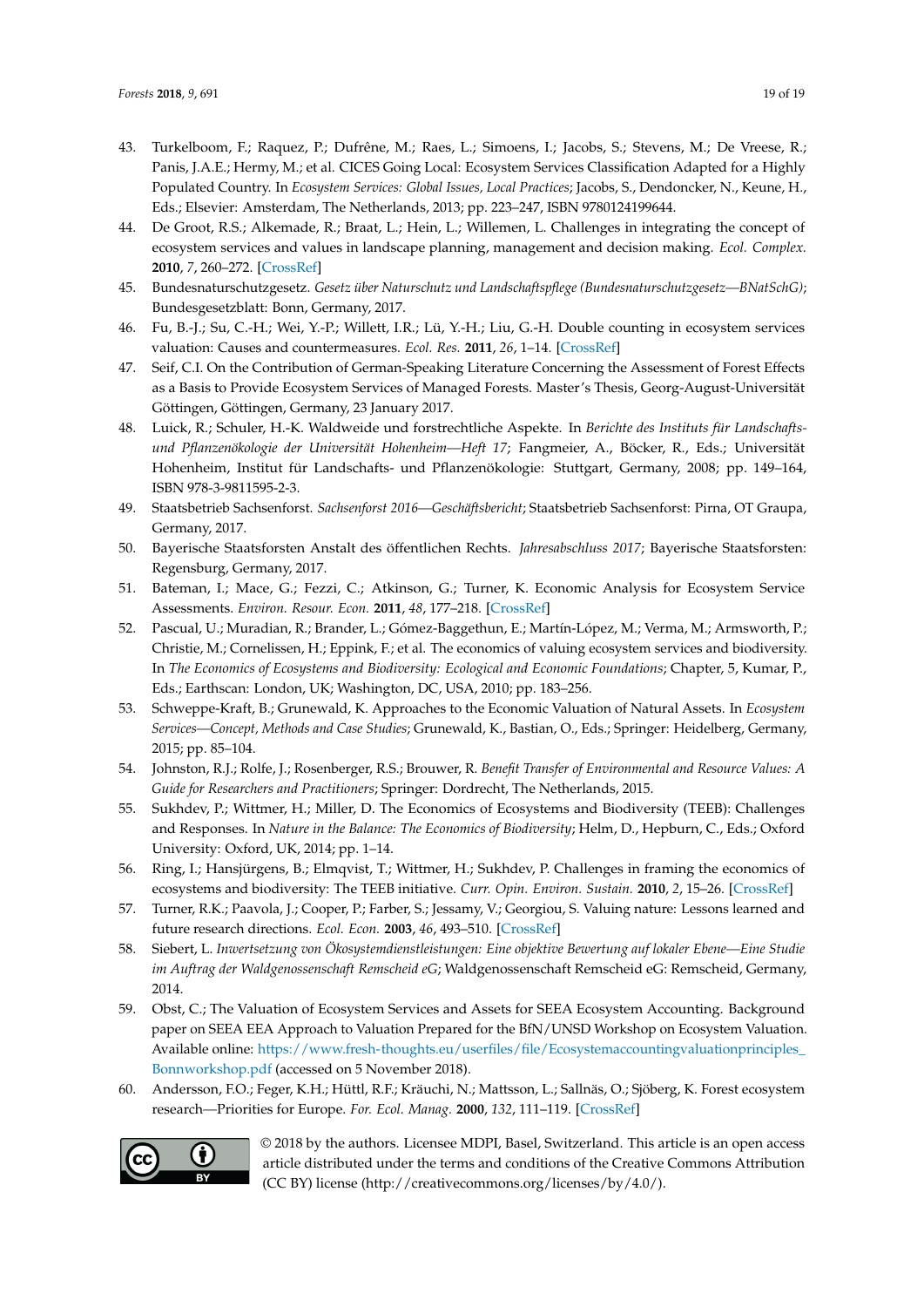43. Turkelboom, F.; Raquez, P.; Dufrêne, M.; Raes, L.; Simoens, I.; Jacobs, S.; Stevens, M.; De Vreese, R.; Panis, J.A.E.; Hermy, M.; et al. CICES Going Local: Ecosystem Services Classification Adapted for a Highly Populated Country. In *Ecosystem Services: Global Issues, Local Practices*; Jacobs, S., Dendoncker, N., Keune, H., Eds.; Elsevier: Amsterdam, The Netherlands, 2013; pp. 223–247, ISBN 9780124199644.
44. De Groot, R.S.; Alkemade, R.; Braat, L.; Hein, L.; Willemen, L. Challenges in integrating the concept of ecosystem services and values in landscape planning, management and decision making. *Ecol. Complex.* **2010**, *7*, 260–272. [CrossRef]
45. Bundesnaturschutzgesetz. *Gesetz über Naturschutz und Landschaftspflege (Bundesnaturschutzgesetz—BNatSchG)*; Bundesgesetzblatt: Bonn, Germany, 2017.
46. Fu, B.-J.; Su, C.-H.; Wei, Y.-P.; Willett, I.R.; Lü, Y.-H.; Liu, G.-H. Double counting in ecosystem services valuation: Causes and countermeasures. *Ecol. Res.* **2011**, *26*, 1–14. [CrossRef]
47. Seif, C.I. On the Contribution of German-Speaking Literature Concerning the Assessment of Forest Effects as a Basis to Provide Ecosystem Services of Managed Forests. Master's Thesis, Georg-August-Universität Göttingen, Göttingen, Germany, 23 January 2017.
48. Luick, R.; Schuler, H.-K. Waldweide und forstrechtliche Aspekte. In *Berichte des Instituts für Landschafts- und Pflanzenökologie der Universität Hohenheim—Heft 17*; Fangmeier, A., Böcker, R., Eds.; Universität Hohenheim, Institut für Landschafts- und Pflanzenökologie: Stuttgart, Germany, 2008; pp. 149–164, ISBN 978-3-9811595-2-3.
49. Staatsbetrieb Sachsenforst. *Sachsenforst 2016—Geschäftsbericht*; Staatsbetrieb Sachsenforst: Pirna, OT Graupa, Germany, 2017.
50. Bayerische Staatsforsten Anstalt des öffentlichen Rechts. *Jahresabschluss 2017*; Bayerische Staatsforsten: Regensburg, Germany, 2017.
51. Bateman, I.; Mace, G.; Fezzi, C.; Atkinson, G.; Turner, K. Economic Analysis for Ecosystem Service Assessments. *Environ. Resour. Econ.* **2011**, *48*, 177–218. [CrossRef]
52. Pascual, U.; Muradian, R.; Brander, L.; Gómez-Baggethun, E.; Martín-López, M.; Verma, M.; Armsworth, P.; Christie, M.; Cornelissen, H.; Eppink, F.; et al. The economics of valuing ecosystem services and biodiversity. In *The Economics of Ecosystems and Biodiversity: Ecological and Economic Foundations*; Chapter, 5, Kumar, P., Eds.; Earthscan: London, UK; Washington, DC, USA, 2010; pp. 183–256.
53. Schweppe-Kraft, B.; Grunewald, K. Approaches to the Economic Valuation of Natural Assets. In *Ecosystem Services—Concept, Methods and Case Studies*; Grunewald, K., Bastian, O., Eds.; Springer: Heidelberg, Germany, 2015; pp. 85–104.
54. Johnston, R.J.; Rolfe, J.; Rosenberger, R.S.; Brouwer, R. *Benefit Transfer of Environmental and Resource Values: A Guide for Researchers and Practitioners*; Springer: Dordrecht, The Netherlands, 2015.
55. Sukhdev, P.; Wittmer, H.; Miller, D. The Economics of Ecosystems and Biodiversity (TEEB): Challenges and Responses. In *Nature in the Balance: The Economics of Biodiversity*; Helm, D., Hepburn, C., Eds.; Oxford University: Oxford, UK, 2014; pp. 1–14.
56. Ring, I.; Hansjürgens, B.; Elmqvist, T.; Wittmer, H.; Sukhdev, P. Challenges in framing the economics of ecosystems and biodiversity: The TEEB initiative. *Curr. Opin. Environ. Sustain.* **2010**, *2*, 15–26. [CrossRef]
57. Turner, R.K.; Paavola, J.; Cooper, P.; Farber, S.; Jessamy, V.; Georgiou, S. Valuing nature: Lessons learned and future research directions. *Ecol. Econ.* **2003**, *46*, 493–510. [CrossRef]
58. Siebert, L. *Inwertsetzung von Ökosystemdienstleistungen: Eine objektive Bewertung auf lokaler Ebene—Eine Studie im Auftrag der Waldgenossenschaft Remscheid eG*; Waldgenossenschaft Remscheid eG: Remscheid, Germany, 2014.
59. Obst, C.; The Valuation of Ecosystem Services and Assets for SEEA Ecosystem Accounting. Background paper on SEEA EEA Approach to Valuation Prepared for the BfN/UNSD Workshop on Ecosystem Valuation. Available online: https://www.fresh-thoughts.eu/userfiles/file/Ecosystemaccountingvaluationprinciples_Bonnworkshop.pdf (accessed on 5 November 2018).
60. Andersson, F.O.; Feger, K.H.; Hüttl, R.F.; Kräuchi, N.; Mattsson, L.; Sallnäs, O.; Sjöberg, K. Forest ecosystem research—Priorities for Europe. *For. Ecol. Manag.* **2000**, *132*, 111–119. [CrossRef]

© 2018 by the authors. Licensee MDPI, Basel, Switzerland. This article is an open access article distributed under the terms and conditions of the Creative Commons Attribution (CC BY) license (http://creativecommons.org/licenses/by/4.0/).